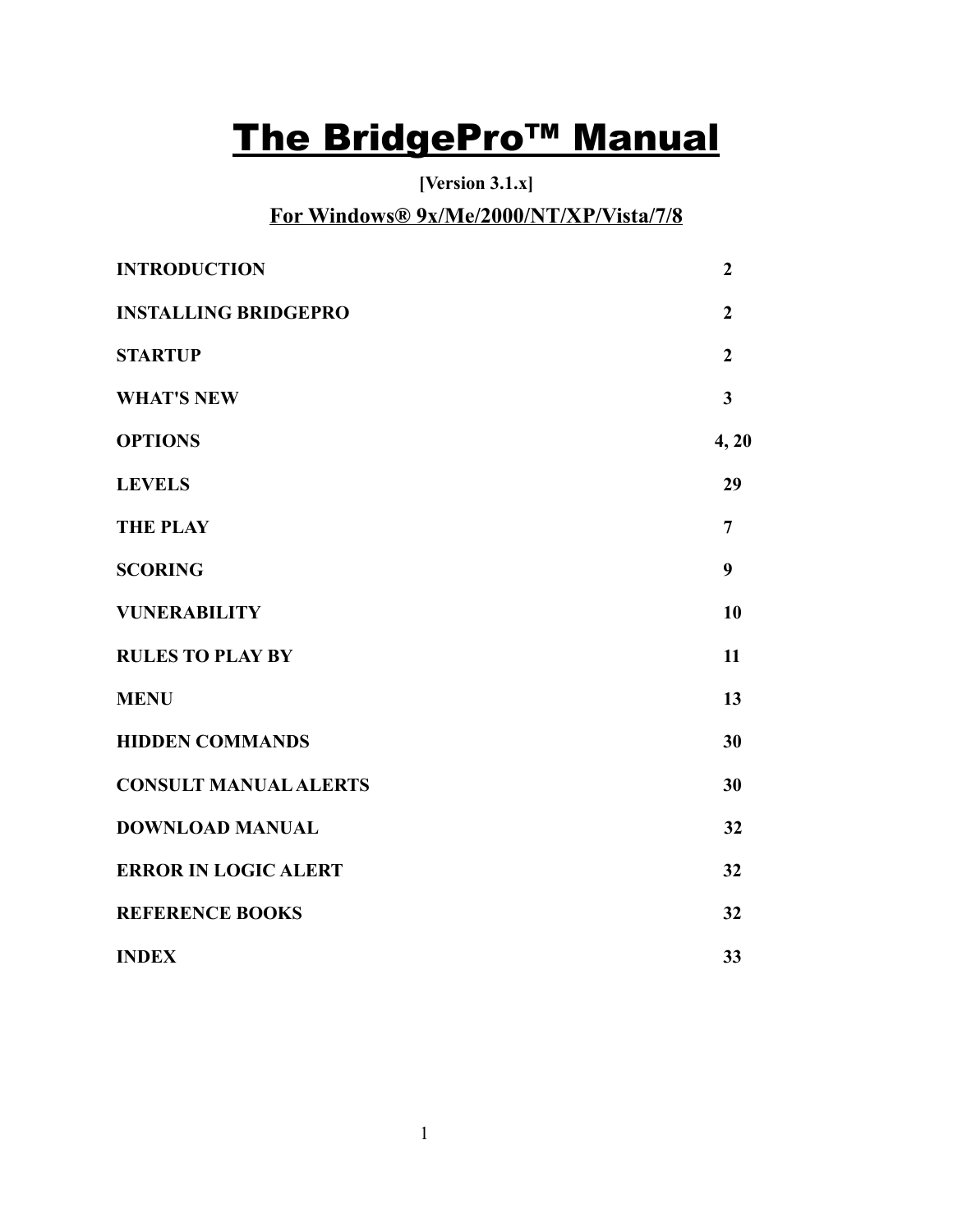# The BridgePro™ Manual

**[Version 3.1.x]**

**For Windows® 9x/Me/2000/NT/XP/Vista/7/8**

| | |
|---|---|
| **INTRODUCTION** | **2** |
| **INSTALLING BRIDGEPRO** | **2** |
| **STARTUP** | **2** |
| **WHAT'S NEW** | **3** |
| **OPTIONS** | **4, 20** |
| **LEVELS** | **29** |
| **THE PLAY** | **7** |
| **SCORING** | **9** |
| **VUNERABILITY** | **10** |
| **RULES TO PLAY BY** | **11** |
| **MENU** | **13** |
| **HIDDEN COMMANDS** | **30** |
| **CONSULT MANUAL ALERTS** | **30** |
| **DOWNLOAD MANUAL** | **32** |
| **ERROR IN LOGIC ALERT** | **32** |
| **REFERENCE BOOKS** | **32** |
| **INDEX** | **33** |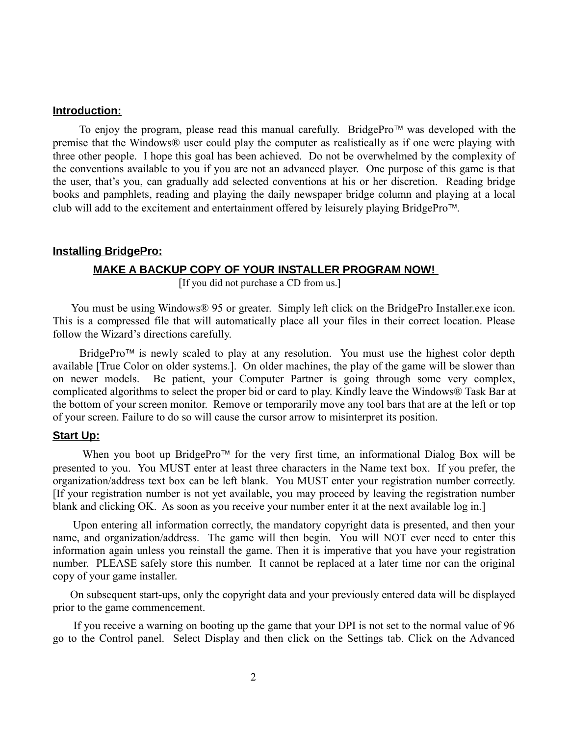## Introduction:

To enjoy the program, please read this manual carefully. BridgePro™ was developed with the premise that the Windows® user could play the computer as realistically as if one were playing with three other people. I hope this goal has been achieved. Do not be overwhelmed by the complexity of the conventions available to you if you are not an advanced player. One purpose of this game is that the user, that's you, can gradually add selected conventions at his or her discretion. Reading bridge books and pamphlets, reading and playing the daily newspaper bridge column and playing at a local club will add to the excitement and entertainment offered by leisurely playing BridgePro™.

## Installing BridgePro:

**MAKE A BACKUP COPY OF YOUR INSTALLER PROGRAM NOW!**

[If you did not purchase a CD from us.]

You must be using Windows® 95 or greater. Simply left click on the BridgePro Installer.exe icon. This is a compressed file that will automatically place all your files in their correct location. Please follow the Wizard's directions carefully.

BridgePro™ is newly scaled to play at any resolution. You must use the highest color depth available [True Color on older systems.]. On older machines, the play of the game will be slower than on newer models. Be patient, your Computer Partner is going through some very complex, complicated algorithms to select the proper bid or card to play. Kindly leave the Windows® Task Bar at the bottom of your screen monitor. Remove or temporarily move any tool bars that are at the left or top of your screen. Failure to do so will cause the cursor arrow to misinterpret its position.

## Start Up:

When you boot up BridgePro™ for the very first time, an informational Dialog Box will be presented to you. You MUST enter at least three characters in the Name text box. If you prefer, the organization/address text box can be left blank. You MUST enter your registration number correctly. [If your registration number is not yet available, you may proceed by leaving the registration number blank and clicking OK. As soon as you receive your number enter it at the next available log in.]

Upon entering all information correctly, the mandatory copyright data is presented, and then your name, and organization/address. The game will then begin. You will NOT ever need to enter this information again unless you reinstall the game. Then it is imperative that you have your registration number. PLEASE safely store this number. It cannot be replaced at a later time nor can the original copy of your game installer.

On subsequent start-ups, only the copyright data and your previously entered data will be displayed prior to the game commencement.

If you receive a warning on booting up the game that your DPI is not set to the normal value of 96 go to the Control panel. Select Display and then click on the Settings tab. Click on the Advanced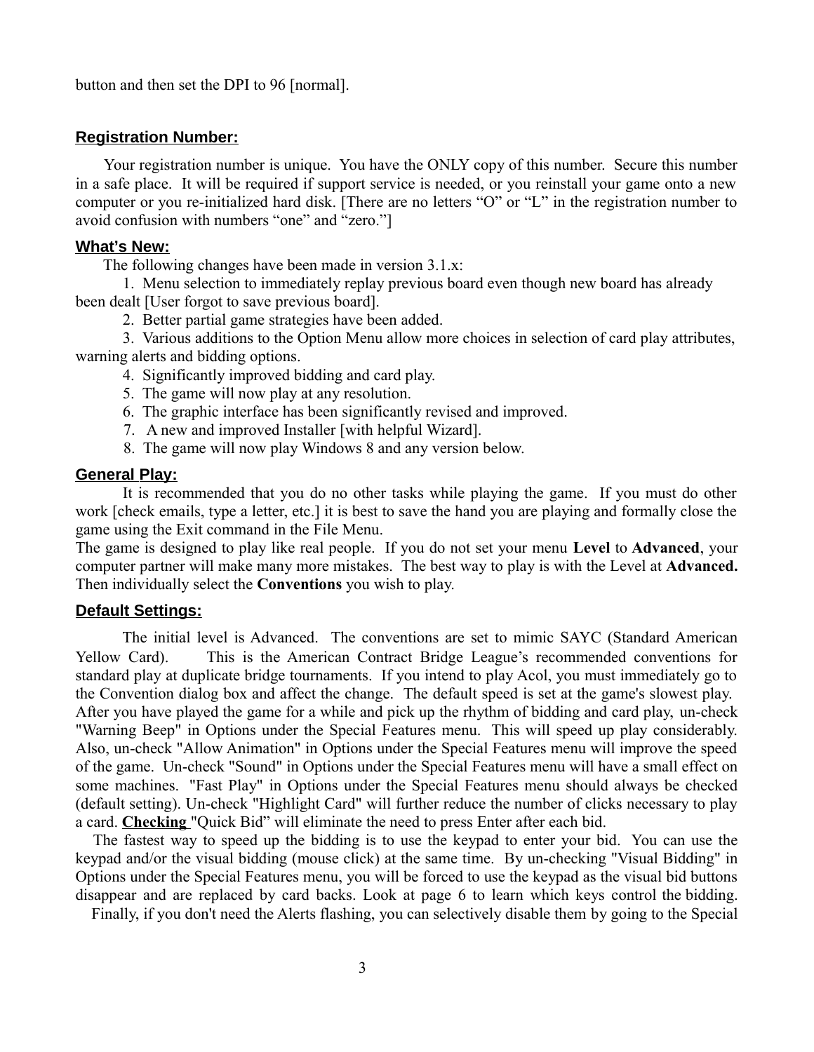button and then set the DPI to 96 [normal].

## Registration Number:

Your registration number is unique. You have the ONLY copy of this number. Secure this number in a safe place. It will be required if support service is needed, or you reinstall your game onto a new computer or you re-initialized hard disk. [There are no letters "O" or "L" in the registration number to avoid confusion with numbers "one" and "zero."]

## What's New:

The following changes have been made in version 3.1.x:

1. Menu selection to immediately replay previous board even though new board has already been dealt [User forgot to save previous board].
2. Better partial game strategies have been added.
3. Various additions to the Option Menu allow more choices in selection of card play attributes, warning alerts and bidding options.
4. Significantly improved bidding and card play.
5. The game will now play at any resolution.
6. The graphic interface has been significantly revised and improved.
7. A new and improved Installer [with helpful Wizard].
8. The game will now play Windows 8 and any version below.

## General Play:

It is recommended that you do no other tasks while playing the game. If you must do other work [check emails, type a letter, etc.] it is best to save the hand you are playing and formally close the game using the Exit command in the File Menu.

The game is designed to play like real people. If you do not set your menu **Level** to **Advanced**, your computer partner will make many more mistakes. The best way to play is with the Level at **Advanced.** Then individually select the **Conventions** you wish to play.

## Default Settings:

The initial level is Advanced. The conventions are set to mimic SAYC (Standard American Yellow Card). This is the American Contract Bridge League's recommended conventions for standard play at duplicate bridge tournaments. If you intend to play Acol, you must immediately go to the Convention dialog box and affect the change. The default speed is set at the game's slowest play. After you have played the game for a while and pick up the rhythm of bidding and card play, un-check "Warning Beep" in Options under the Special Features menu. This will speed up play considerably. Also, un-check "Allow Animation" in Options under the Special Features menu will improve the speed of the game. Un-check "Sound" in Options under the Special Features menu will have a small effect on some machines. "Fast Play" in Options under the Special Features menu should always be checked (default setting). Un-check "Highlight Card" will further reduce the number of clicks necessary to play a card. **Checking** "Quick Bid" will eliminate the need to press Enter after each bid.

The fastest way to speed up the bidding is to use the keypad to enter your bid. You can use the keypad and/or the visual bidding (mouse click) at the same time. By un-checking "Visual Bidding" in Options under the Special Features menu, you will be forced to use the keypad as the visual bid buttons disappear and are replaced by card backs. Look at page 6 to learn which keys control the bidding.

Finally, if you don't need the Alerts flashing, you can selectively disable them by going to the Special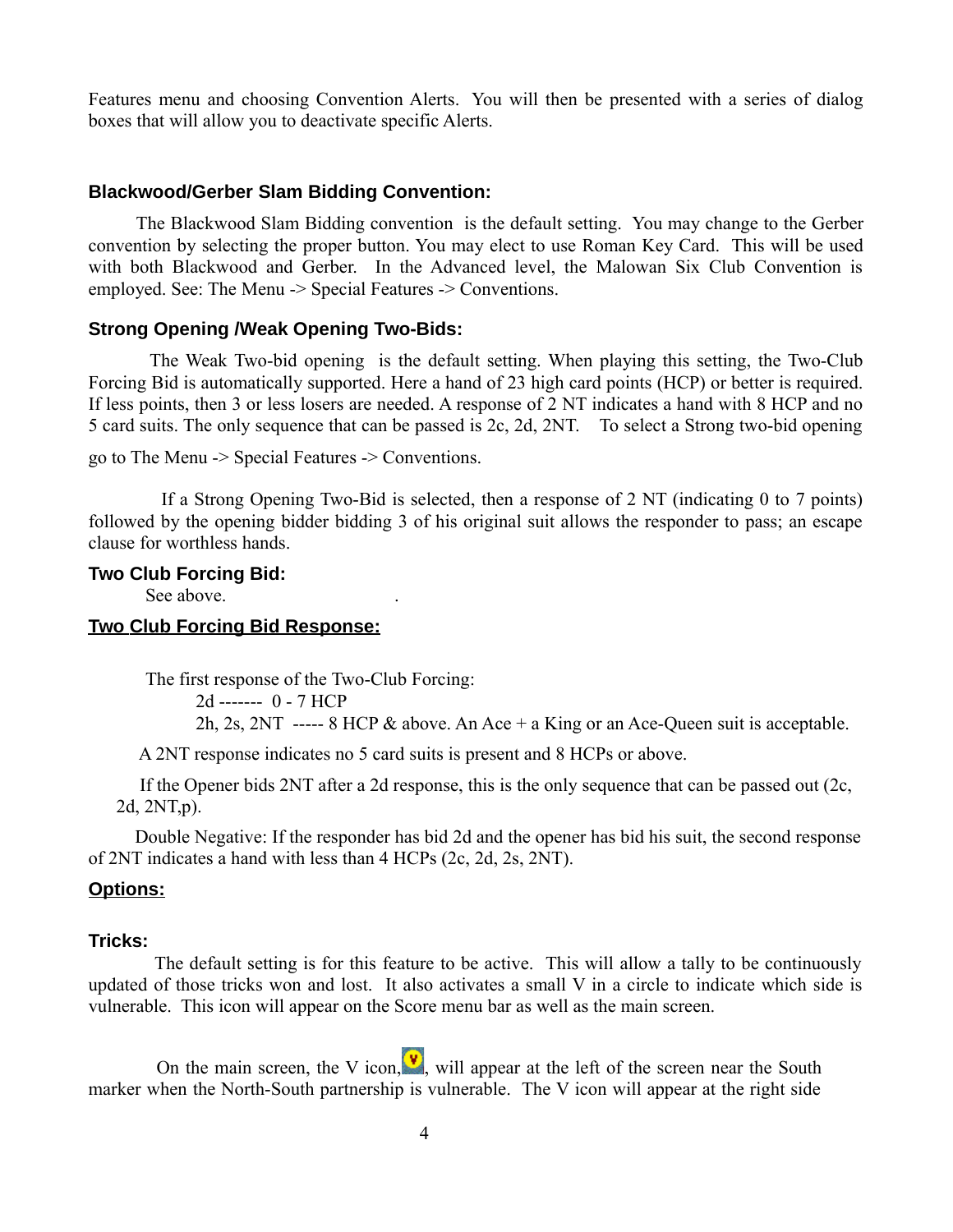Features menu and choosing Convention Alerts. You will then be presented with a series of dialog boxes that will allow you to deactivate specific Alerts.

### Blackwood/Gerber Slam Bidding Convention:

The Blackwood Slam Bidding convention is the default setting. You may change to the Gerber convention by selecting the proper button. You may elect to use Roman Key Card. This will be used with both Blackwood and Gerber. In the Advanced level, the Malowan Six Club Convention is employed. See: The Menu -> Special Features -> Conventions.

### Strong Opening /Weak Opening Two-Bids:

The Weak Two-bid opening is the default setting. When playing this setting, the Two-Club Forcing Bid is automatically supported. Here a hand of 23 high card points (HCP) or better is required. If less points, then 3 or less losers are needed. A response of 2 NT indicates a hand with 8 HCP and no 5 card suits. The only sequence that can be passed is 2c, 2d, 2NT. To select a Strong two-bid opening go to The Menu -> Special Features -> Conventions.

If a Strong Opening Two-Bid is selected, then a response of 2 NT (indicating 0 to 7 points) followed by the opening bidder bidding 3 of his original suit allows the responder to pass; an escape clause for worthless hands.

### Two Club Forcing Bid:

See above.

### <u>Two Club Forcing Bid Response:</u>

The first response of the Two-Club Forcing:

2d ------- 0 - 7 HCP

2h, 2s, 2NT ----- 8 HCP & above. An Ace + a King or an Ace-Queen suit is acceptable.

A 2NT response indicates no 5 card suits is present and 8 HCPs or above.

If the Opener bids 2NT after a 2d response, this is the only sequence that can be passed out (2c, 2d, 2NT,p).

Double Negative: If the responder has bid 2d and the opener has bid his suit, the second response of 2NT indicates a hand with less than 4 HCPs (2c, 2d, 2s, 2NT).

### <u>Options:</u>

### Tricks:

The default setting is for this feature to be active. This will allow a tally to be continuously updated of those tricks won and lost. It also activates a small V in a circle to indicate which side is vulnerable. This icon will appear on the Score menu bar as well as the main screen.

On the main screen, the V icon, will appear at the left of the screen near the South marker when the North-South partnership is vulnerable. The V icon will appear at the right side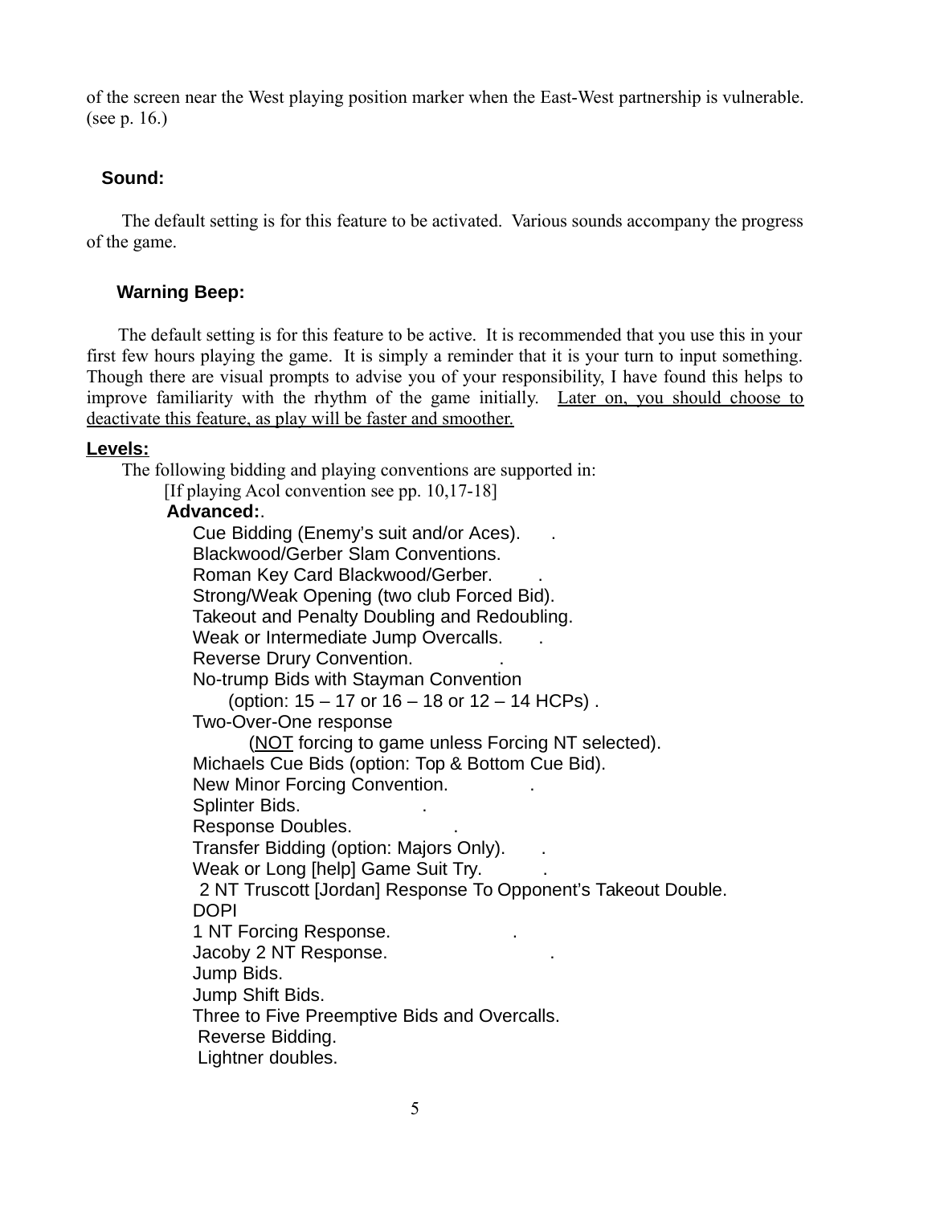of the screen near the West playing position marker when the East-West partnership is vulnerable. (see p. 16.)

### Sound:

The default setting is for this feature to be activated. Various sounds accompany the progress of the game.

### Warning Beep:

The default setting is for this feature to be active. It is recommended that you use this in your first few hours playing the game. It is simply a reminder that it is your turn to input something. Though there are visual prompts to advise you of your responsibility, I have found this helps to improve familiarity with the rhythm of the game initially. <u>Later on, you should choose to deactivate this feature, as play will be faster and smoother.</u>

## <u>Levels:</u>

The following bidding and playing conventions are supported in:

[If playing Acol convention see pp. 10,17-18]

**Advanced:**.

- Cue Bidding (Enemy's suit and/or Aces).
- Blackwood/Gerber Slam Conventions.
- Roman Key Card Blackwood/Gerber.
- Strong/Weak Opening (two club Forced Bid).
- Takeout and Penalty Doubling and Redoubling.
- Weak or Intermediate Jump Overcalls.
- Reverse Drury Convention.
- No-trump Bids with Stayman Convention
  (option: 15 – 17 or 16 – 18 or 12 – 14 HCPs) .
- Two-Over-One response
  (<u>NOT</u> forcing to game unless Forcing NT selected).
- Michaels Cue Bids (option: Top & Bottom Cue Bid).
- New Minor Forcing Convention.
- Splinter Bids.
- Response Doubles.
- Transfer Bidding (option: Majors Only).
- Weak or Long [help] Game Suit Try.
- 2 NT Truscott [Jordan] Response To Opponent's Takeout Double.
- DOPI
- 1 NT Forcing Response.
- Jacoby 2 NT Response.
- Jump Bids.
- Jump Shift Bids.
- Three to Five Preemptive Bids and Overcalls.
- Reverse Bidding.
- Lightner doubles.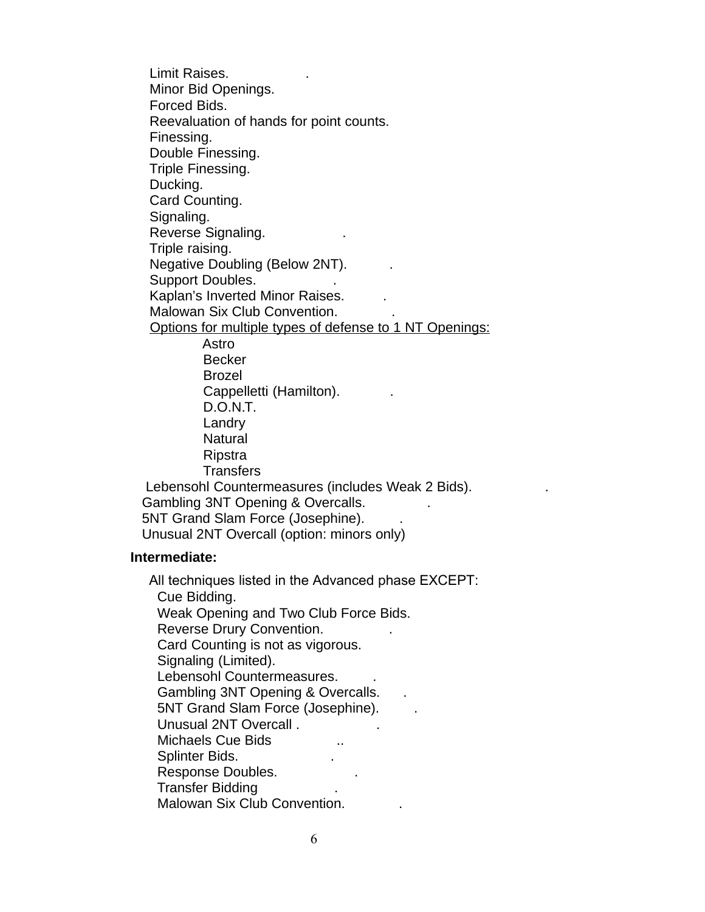- Limit Raises. .
- Minor Bid Openings.
- Forced Bids.
- Reevaluation of hands for point counts.
- Finessing.
- Double Finessing.
- Triple Finessing.
- Ducking.
- Card Counting.
- Signaling.
- Reverse Signaling. .
- Triple raising.
- Negative Doubling (Below 2NT). .
- Support Doubles. .
- Kaplan's Inverted Minor Raises. .
- Malowan Six Club Convention. .
- <u>Options for multiple types of defense to 1 NT Openings:</u>
  - Astro
  - Becker
  - Brozel
  - Cappelletti (Hamilton). .
  - D.O.N.T.
  - Landry
  - Natural
  - Ripstra
  - Transfers
- Lebensohl Countermeasures (includes Weak 2 Bids). .
- Gambling 3NT Opening & Overcalls. .
- 5NT Grand Slam Force (Josephine). .
- Unusual 2NT Overcall (option: minors only)

**Intermediate:**

All techniques listed in the Advanced phase EXCEPT:

- Cue Bidding.
- Weak Opening and Two Club Force Bids.
- Reverse Drury Convention. .
- Card Counting is not as vigorous.
- Signaling (Limited).
- Lebensohl Countermeasures. .
- Gambling 3NT Opening & Overcalls. .
- 5NT Grand Slam Force (Josephine). .
- Unusual 2NT Overcall . .
- Michaels Cue Bids ..
- Splinter Bids. .
- Response Doubles. .
- Transfer Bidding .
- Malowan Six Club Convention. .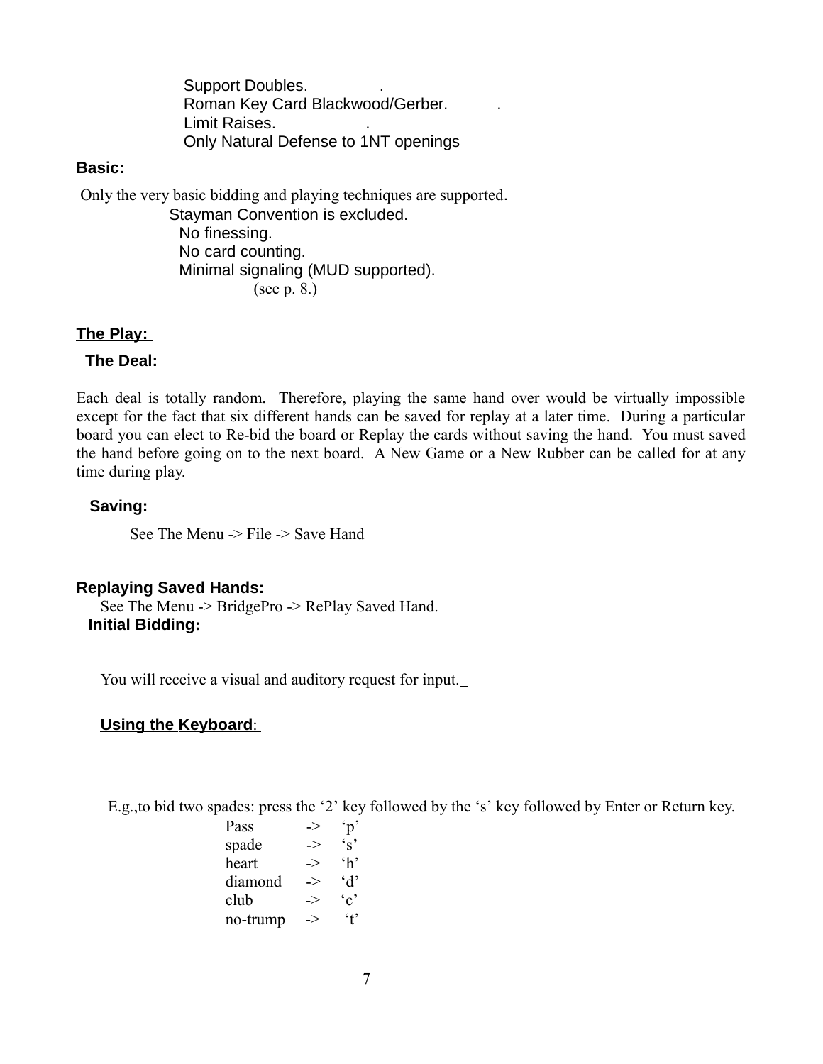Support Doubles.
Roman Key Card Blackwood/Gerber.
Limit Raises.
Only Natural Defense to 1NT openings

**Basic:**

Only the very basic bidding and playing techniques are supported.

- Stayman Convention is excluded.
- No finessing.
- No card counting.
- Minimal signaling (MUD supported).
  (see p. 8.)

## The Play:

### The Deal:

Each deal is totally random. Therefore, playing the same hand over would be virtually impossible except for the fact that six different hands can be saved for replay at a later time. During a particular board you can elect to Re-bid the board or Replay the cards without saving the hand. You must saved the hand before going on to the next board. A New Game or a New Rubber can be called for at any time during play.

### Saving:

See The Menu -> File -> Save Hand

### Replaying Saved Hands:

See The Menu -> BridgePro -> RePlay Saved Hand.

### Initial Bidding:

You will receive a visual and auditory request for input.

### Using the Keyboard:

E.g.,to bid two spades: press the '2' key followed by the 's' key followed by Enter or Return key.

| | | |
|---|---|---|
| Pass | -> | 'p' |
| spade | -> | 's' |
| heart | -> | 'h' |
| diamond | -> | 'd' |
| club | -> | 'c' |
| no-trump | -> | 't' |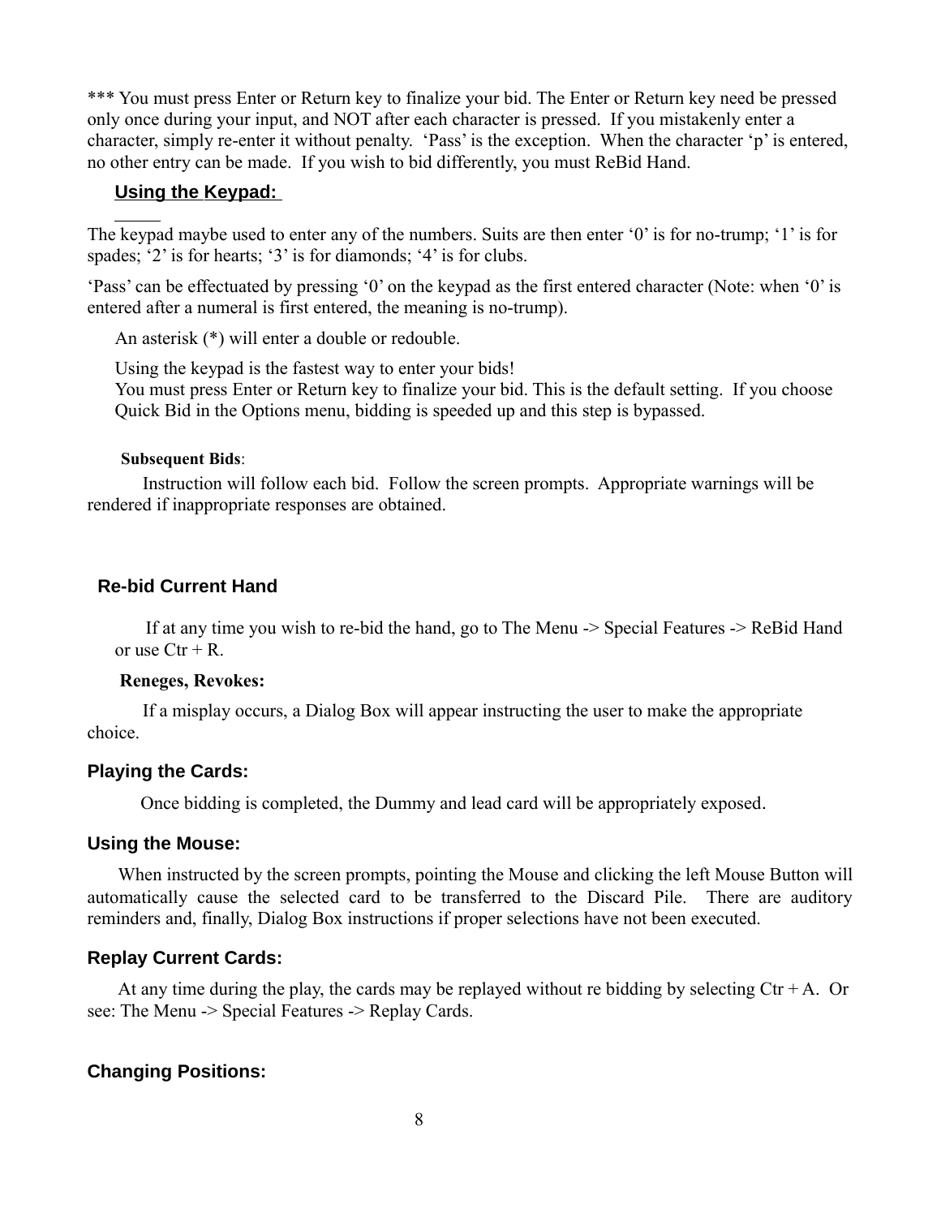*** You must press Enter or Return key to finalize your bid. The Enter or Return key need be pressed only once during your input, and NOT after each character is pressed. If you mistakenly enter a character, simply re-enter it without penalty. 'Pass' is the exception. When the character 'p' is entered, no other entry can be made. If you wish to bid differently, you must ReBid Hand.

### Using the Keypad:

The keypad maybe used to enter any of the numbers. Suits are then enter '0' is for no-trump; '1' is for spades; '2' is for hearts; '3' is for diamonds; '4' is for clubs.

'Pass' can be effectuated by pressing '0' on the keypad as the first entered character (Note: when '0' is entered after a numeral is first entered, the meaning is no-trump).

An asterisk (*) will enter a double or redouble.

Using the keypad is the fastest way to enter your bids!
You must press Enter or Return key to finalize your bid. This is the default setting. If you choose Quick Bid in the Options menu, bidding is speeded up and this step is bypassed.

**Subsequent Bids**:

Instruction will follow each bid. Follow the screen prompts. Appropriate warnings will be rendered if inappropriate responses are obtained.

### Re-bid Current Hand

If at any time you wish to re-bid the hand, go to The Menu -> Special Features -> ReBid Hand or use Ctr + R.

**Reneges, Revokes:**

If a misplay occurs, a Dialog Box will appear instructing the user to make the appropriate choice.

### Playing the Cards:

Once bidding is completed, the Dummy and lead card will be appropriately exposed.

### Using the Mouse:

When instructed by the screen prompts, pointing the Mouse and clicking the left Mouse Button will automatically cause the selected card to be transferred to the Discard Pile. There are auditory reminders and, finally, Dialog Box instructions if proper selections have not been executed.

### Replay Current Cards:

At any time during the play, the cards may be replayed without re bidding by selecting Ctr + A. Or see: The Menu -> Special Features -> Replay Cards.

### Changing Positions: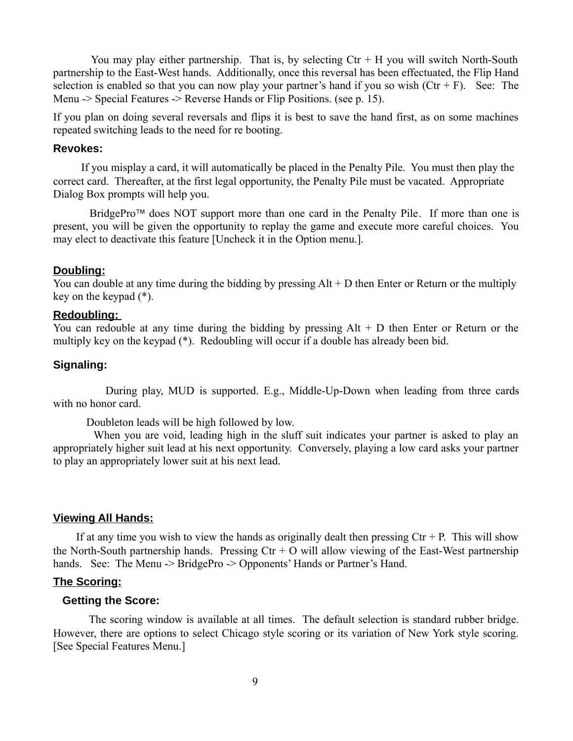You may play either partnership. That is, by selecting Ctr + H you will switch North-South partnership to the East-West hands. Additionally, once this reversal has been effectuated, the Flip Hand selection is enabled so that you can now play your partner's hand if you so wish (Ctr + F). See: The Menu -> Special Features -> Reverse Hands or Flip Positions. (see p. 15).

If you plan on doing several reversals and flips it is best to save the hand first, as on some machines repeated switching leads to the need for re booting.

### Revokes:

If you misplay a card, it will automatically be placed in the Penalty Pile. You must then play the correct card. Thereafter, at the first legal opportunity, the Penalty Pile must be vacated. Appropriate Dialog Box prompts will help you.

BridgePro™ does NOT support more than one card in the Penalty Pile. If more than one is present, you will be given the opportunity to replay the game and execute more careful choices. You may elect to deactivate this feature [Uncheck it in the Option menu.].

### Doubling:

You can double at any time during the bidding by pressing Alt + D then Enter or Return or the multiply key on the keypad (*).

### Redoubling:

You can redouble at any time during the bidding by pressing Alt + D then Enter or Return or the multiply key on the keypad (*). Redoubling will occur if a double has already been bid.

### Signaling:

During play, MUD is supported. E.g., Middle-Up-Down when leading from three cards with no honor card.

Doubleton leads will be high followed by low.

When you are void, leading high in the sluff suit indicates your partner is asked to play an appropriately higher suit lead at his next opportunity. Conversely, playing a low card asks your partner to play an appropriately lower suit at his next lead.

### Viewing All Hands:

If at any time you wish to view the hands as originally dealt then pressing Ctr + P. This will show the North-South partnership hands. Pressing Ctr + O will allow viewing of the East-West partnership hands. See: The Menu -> BridgePro -> Opponents' Hands or Partner's Hand.

### The Scoring:

#### Getting the Score:

The scoring window is available at all times. The default selection is standard rubber bridge. However, there are options to select Chicago style scoring or its variation of New York style scoring. [See Special Features Menu.]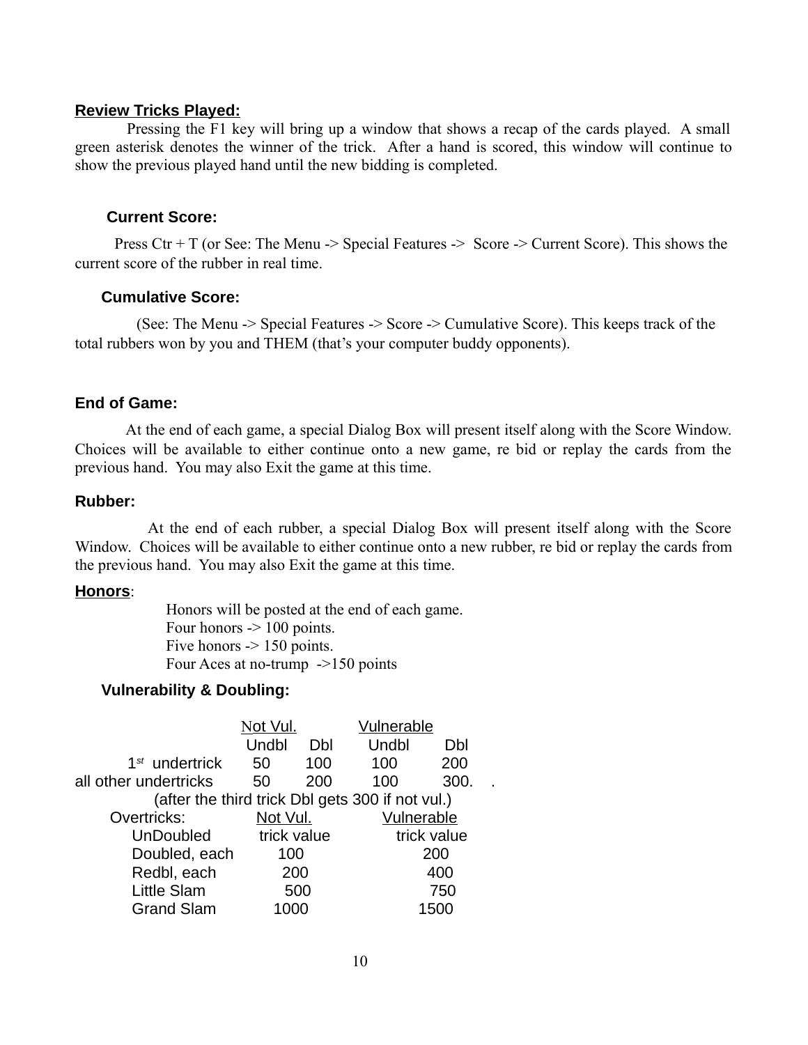**Review Tricks Played:**

Pressing the F1 key will bring up a window that shows a recap of the cards played. A small green asterisk denotes the winner of the trick. After a hand is scored, this window will continue to show the previous played hand until the new bidding is completed.

### Current Score:

Press Ctr + T (or See: The Menu -> Special Features -> Score -> Current Score). This shows the current score of the rubber in real time.

### Cumulative Score:

(See: The Menu -> Special Features -> Score -> Cumulative Score). This keeps track of the total rubbers won by you and THEM (that's your computer buddy opponents).

### End of Game:

At the end of each game, a special Dialog Box will present itself along with the Score Window. Choices will be available to either continue onto a new game, re bid or replay the cards from the previous hand. You may also Exit the game at this time.

### Rubber:

At the end of each rubber, a special Dialog Box will present itself along with the Score Window. Choices will be available to either continue onto a new rubber, re bid or replay the cards from the previous hand. You may also Exit the game at this time.

**Honors**:

Honors will be posted at the end of each game.
Four honors -> 100 points.
Five honors -> 150 points.
Four Aces at no-trump ->150 points

### Vulnerability & Doubling:

| | Not Vul. | | Vulnerable | |
|---|---|---|---|---|
| | Undbl | Dbl | Undbl | Dbl |
| 1st undertrick | 50 | 100 | 100 | 200 |
| all other undertricks | 50 | 200 | 100 | 300. |

(after the third trick Dbl gets 300 if not vul.)

| Overtricks: | Not Vul. | Vulnerable |
|---|---|---|
| UnDoubled | trick value | trick value |
| Doubled, each | 100 | 200 |
| Redbl, each | 200 | 400 |
| Little Slam | 500 | 750 |
| Grand Slam | 1000 | 1500 |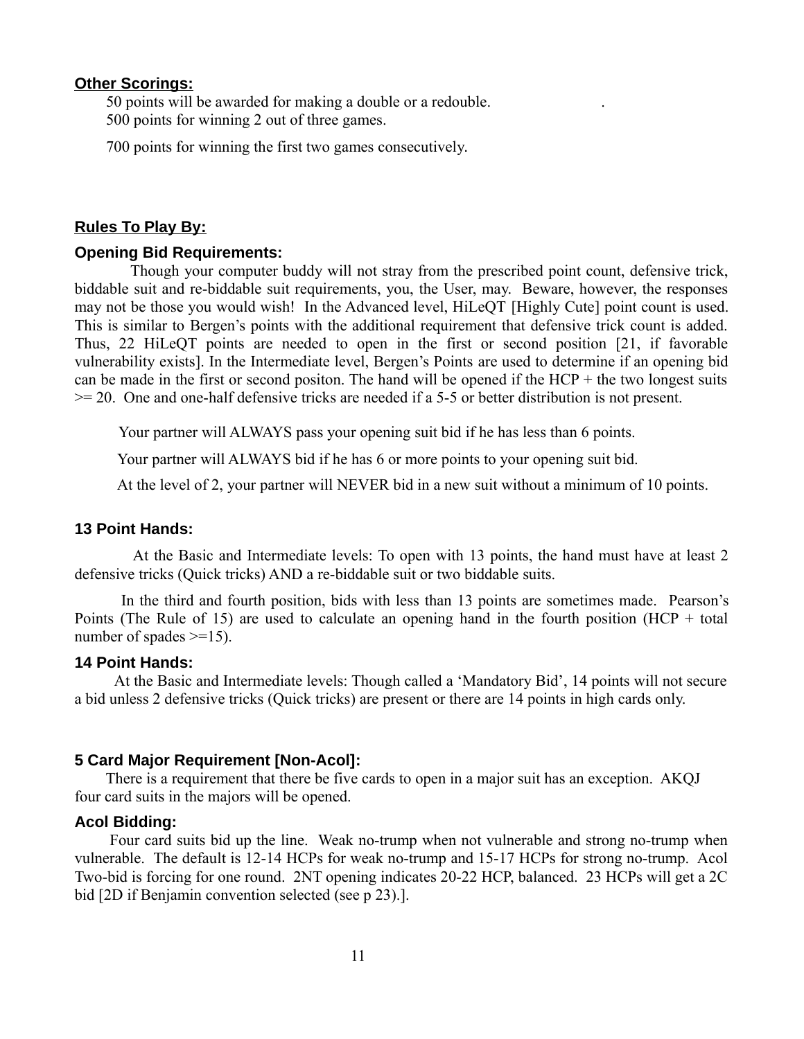## Other Scorings:

50 points will be awarded for making a double or a redouble. .

500 points for winning 2 out of three games.

700 points for winning the first two games consecutively.

## Rules To Play By:

### Opening Bid Requirements:

Though your computer buddy will not stray from the prescribed point count, defensive trick, biddable suit and re-biddable suit requirements, you, the User, may. Beware, however, the responses may not be those you would wish! In the Advanced level, HiLeQT [Highly Cute] point count is used. This is similar to Bergen's points with the additional requirement that defensive trick count is added. Thus, 22 HiLeQT points are needed to open in the first or second position [21, if favorable vulnerability exists]. In the Intermediate level, Bergen's Points are used to determine if an opening bid can be made in the first or second positon. The hand will be opened if the HCP + the two longest suits >= 20. One and one-half defensive tricks are needed if a 5-5 or better distribution is not present.

Your partner will ALWAYS pass your opening suit bid if he has less than 6 points.

Your partner will ALWAYS bid if he has 6 or more points to your opening suit bid.

At the level of 2, your partner will NEVER bid in a new suit without a minimum of 10 points.

### 13 Point Hands:

At the Basic and Intermediate levels: To open with 13 points, the hand must have at least 2 defensive tricks (Quick tricks) AND a re-biddable suit or two biddable suits.

In the third and fourth position, bids with less than 13 points are sometimes made. Pearson's Points (The Rule of 15) are used to calculate an opening hand in the fourth position (HCP + total number of spades >=15).

### 14 Point Hands:

At the Basic and Intermediate levels: Though called a 'Mandatory Bid', 14 points will not secure a bid unless 2 defensive tricks (Quick tricks) are present or there are 14 points in high cards only.

### 5 Card Major Requirement [Non-Acol]:

There is a requirement that there be five cards to open in a major suit has an exception. AKQJ four card suits in the majors will be opened.

### Acol Bidding:

Four card suits bid up the line. Weak no-trump when not vulnerable and strong no-trump when vulnerable. The default is 12-14 HCPs for weak no-trump and 15-17 HCPs for strong no-trump. Acol Two-bid is forcing for one round. 2NT opening indicates 20-22 HCP, balanced. 23 HCPs will get a 2C bid [2D if Benjamin convention selected (see p 23).].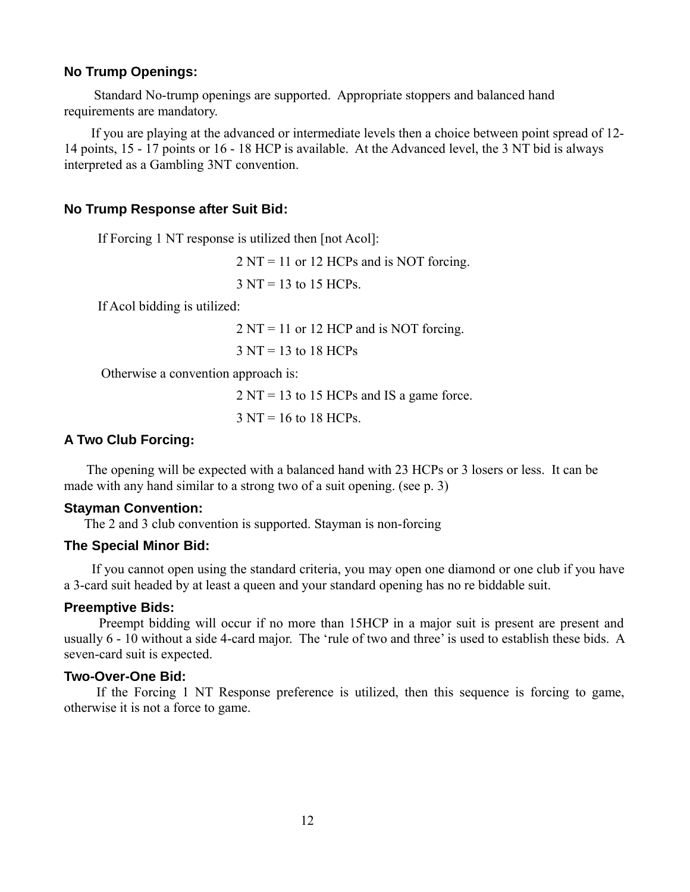## No Trump Openings:

Standard No-trump openings are supported. Appropriate stoppers and balanced hand requirements are mandatory.

If you are playing at the advanced or intermediate levels then a choice between point spread of 12-14 points, 15 - 17 points or 16 - 18 HCP is available. At the Advanced level, the 3 NT bid is always interpreted as a Gambling 3NT convention.

## No Trump Response after Suit Bid:

If Forcing 1 NT response is utilized then [not Acol]:

2 NT = 11 or 12 HCPs and is NOT forcing.

3 NT = 13 to 15 HCPs.

If Acol bidding is utilized:

2 NT = 11 or 12 HCP and is NOT forcing.

3 NT = 13 to 18 HCPs

Otherwise a convention approach is:

2 NT = 13 to 15 HCPs and IS a game force.

3 NT = 16 to 18 HCPs.

## A Two Club Forcing:

The opening will be expected with a balanced hand with 23 HCPs or 3 losers or less. It can be made with any hand similar to a strong two of a suit opening. (see p. 3)

## Stayman Convention:

The 2 and 3 club convention is supported. Stayman is non-forcing

## The Special Minor Bid:

If you cannot open using the standard criteria, you may open one diamond or one club if you have a 3-card suit headed by at least a queen and your standard opening has no re biddable suit.

## Preemptive Bids:

Preempt bidding will occur if no more than 15HCP in a major suit is present are present and usually 6 - 10 without a side 4-card major. The ‘rule of two and three’ is used to establish these bids. A seven-card suit is expected.

## Two-Over-One Bid:

If the Forcing 1 NT Response preference is utilized, then this sequence is forcing to game, otherwise it is not a force to game.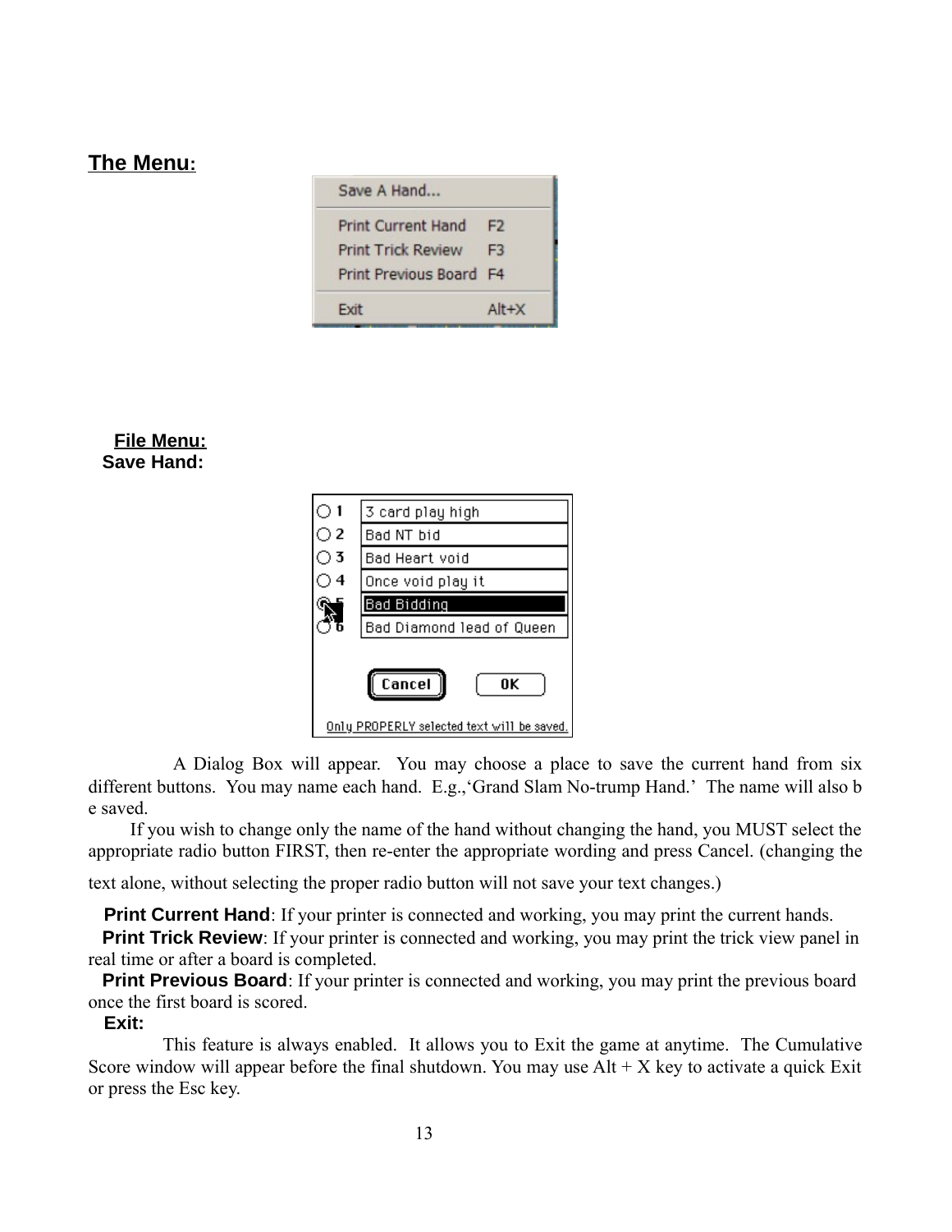## The Menu:

Save A Hand...

Print Current Hand F2
Print Trick Review F3
Print Previous Board F4

Exit Alt+X

### File Menu:

### Save Hand:

1 3 card play high
2 Bad NT bid
3 Bad Heart void
4 Once void play it
5 Bad Bidding
6 Bad Diamond lead of Queen

Cancel OK

Only PROPERLY selected text will be saved.

A Dialog Box will appear. You may choose a place to save the current hand from six different buttons. You may name each hand. E.g.,'Grand Slam No-trump Hand.' The name will also b e saved.

If you wish to change only the name of the hand without changing the hand, you MUST select the appropriate radio button FIRST, then re-enter the appropriate wording and press Cancel. (changing the text alone, without selecting the proper radio button will not save your text changes.)

**Print Current Hand**: If your printer is connected and working, you may print the current hands.

**Print Trick Review**: If your printer is connected and working, you may print the trick view panel in real time or after a board is completed.

**Print Previous Board**: If your printer is connected and working, you may print the previous board once the first board is scored.

**Exit:**

This feature is always enabled. It allows you to Exit the game at anytime. The Cumulative Score window will appear before the final shutdown. You may use Alt + X key to activate a quick Exit or press the Esc key.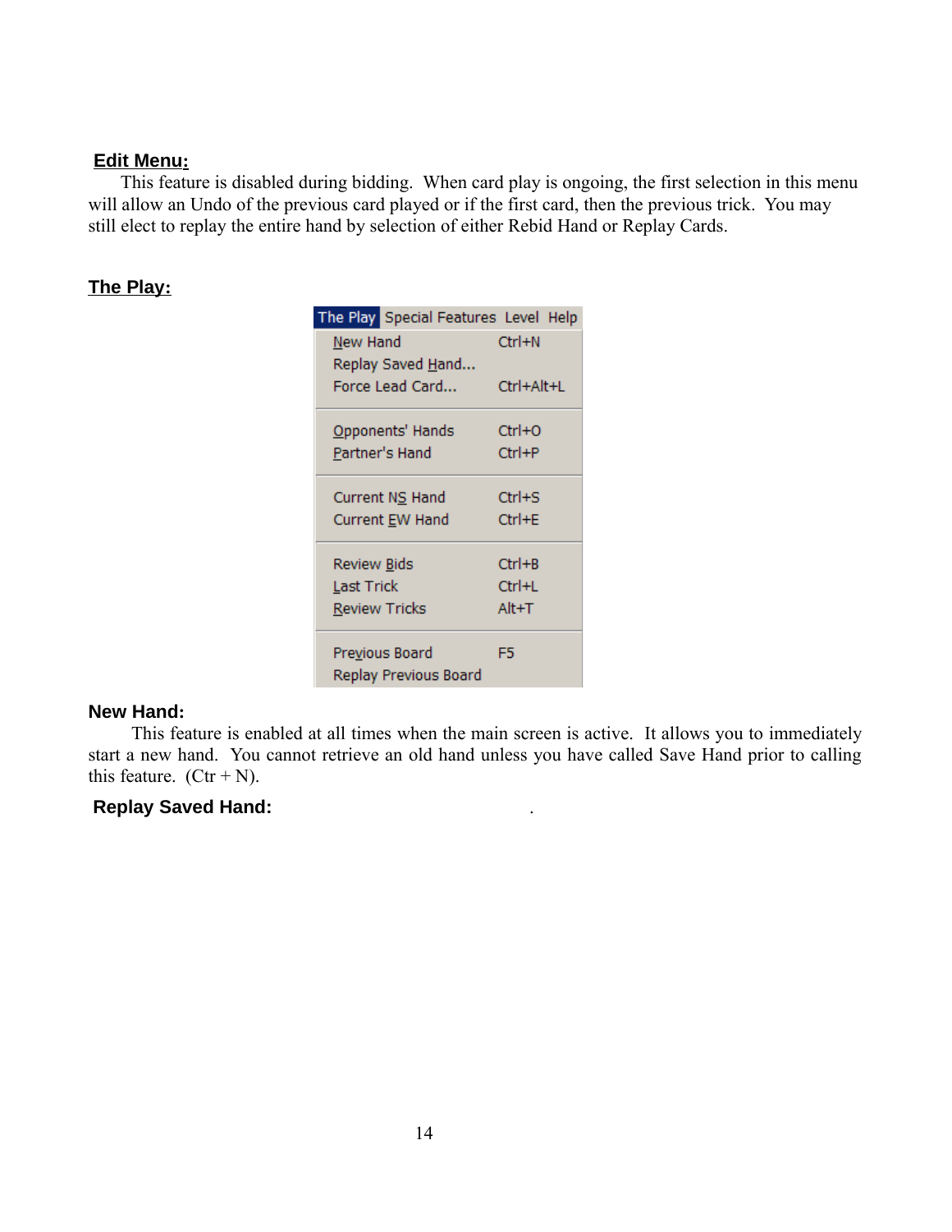## Edit Menu:

This feature is disabled during bidding. When card play is ongoing, the first selection in this menu will allow an Undo of the previous card played or if the first card, then the previous trick. You may still elect to replay the entire hand by selection of either Rebid Hand or Replay Cards.

## The Play:

The Play | Special Features | Level | Help

| Menu Item | Shortcut |
|---|---|
| New Hand | Ctrl+N |
| Replay Saved Hand... | |
| Force Lead Card... | Ctrl+Alt+L |
| Opponents' Hands | Ctrl+O |
| Partner's Hand | Ctrl+P |
| Current NS Hand | Ctrl+S |
| Current EW Hand | Ctrl+E |
| Review Bids | Ctrl+B |
| Last Trick | Ctrl+L |
| Review Tricks | Alt+T |
| Previous Board | F5 |
| Replay Previous Board | |

### New Hand:

This feature is enabled at all times when the main screen is active. It allows you to immediately start a new hand. You cannot retrieve an old hand unless you have called Save Hand prior to calling this feature. (Ctr + N).

### Replay Saved Hand: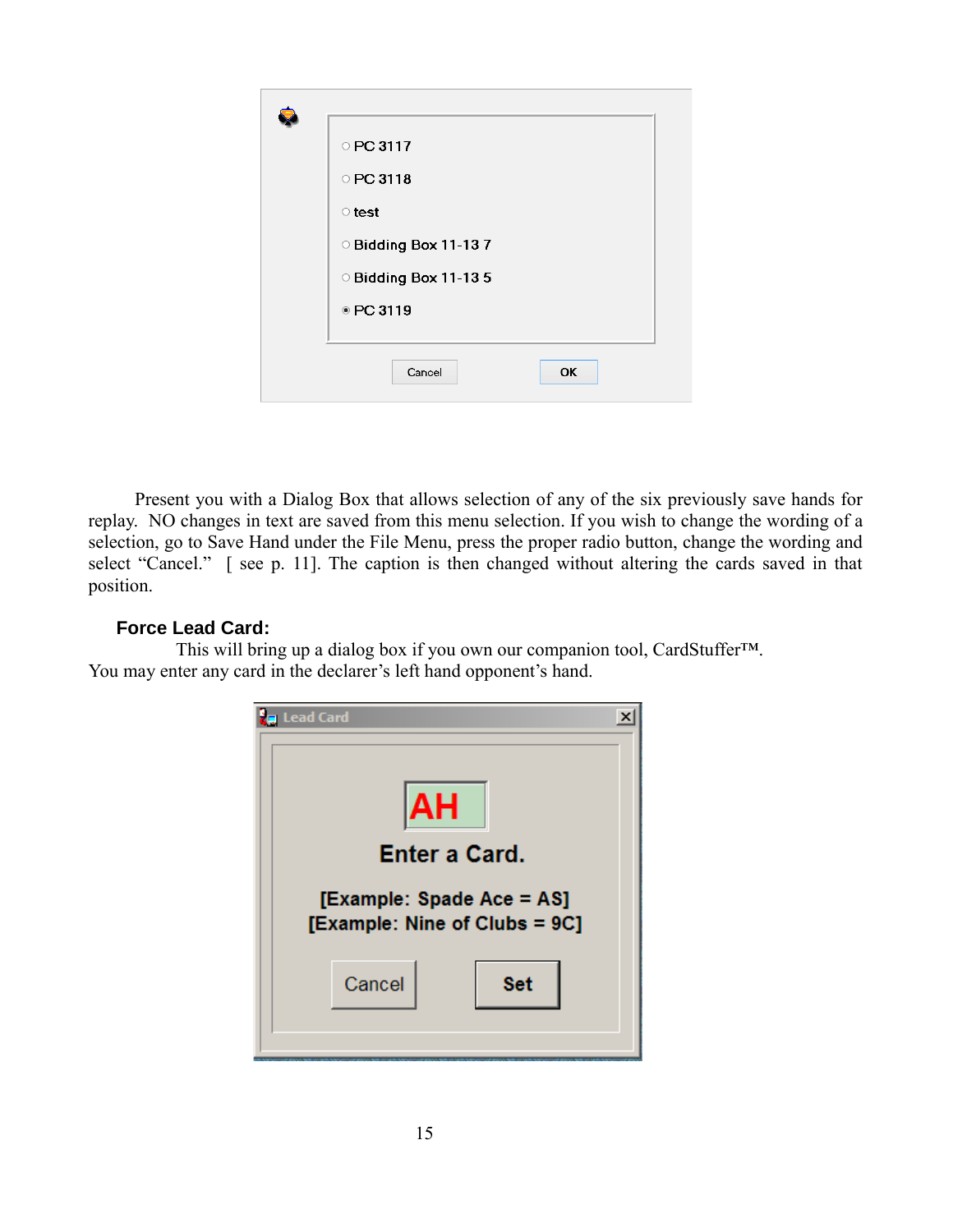Present you with a Dialog Box that allows selection of any of the six previously save hands for replay. NO changes in text are saved from this menu selection. If you wish to change the wording of a selection, go to Save Hand under the File Menu, press the proper radio button, change the wording and select “Cancel.” [ see p. 11]. The caption is then changed without altering the cards saved in that position.

### Force Lead Card:

This will bring up a dialog box if you own our companion tool, CardStuffer™. You may enter any card in the declarer’s left hand opponent’s hand.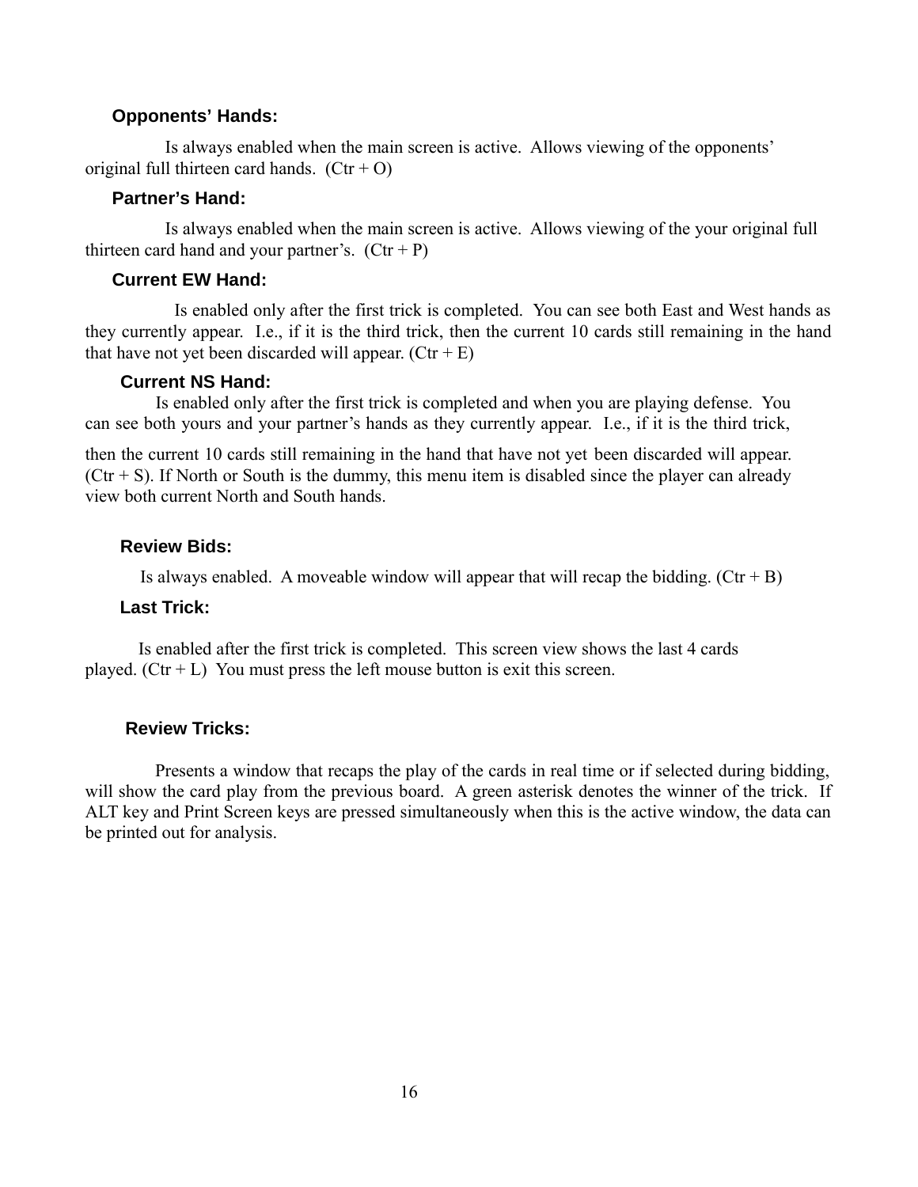### Opponents' Hands:

Is always enabled when the main screen is active. Allows viewing of the opponents' original full thirteen card hands. (Ctr + O)

### Partner's Hand:

Is always enabled when the main screen is active. Allows viewing of the your original full thirteen card hand and your partner's. (Ctr + P)

### Current EW Hand:

Is enabled only after the first trick is completed. You can see both East and West hands as they currently appear. I.e., if it is the third trick, then the current 10 cards still remaining in the hand that have not yet been discarded will appear. (Ctr + E)

### Current NS Hand:

Is enabled only after the first trick is completed and when you are playing defense. You can see both yours and your partner's hands as they currently appear. I.e., if it is the third trick, then the current 10 cards still remaining in the hand that have not yet been discarded will appear. (Ctr + S). If North or South is the dummy, this menu item is disabled since the player can already view both current North and South hands.

### Review Bids:

Is always enabled. A moveable window will appear that will recap the bidding. (Ctr + B)

### Last Trick:

Is enabled after the first trick is completed. This screen view shows the last 4 cards played. (Ctr + L) You must press the left mouse button is exit this screen.

### Review Tricks:

Presents a window that recaps the play of the cards in real time or if selected during bidding, will show the card play from the previous board. A green asterisk denotes the winner of the trick. If ALT key and Print Screen keys are pressed simultaneously when this is the active window, the data can be printed out for analysis.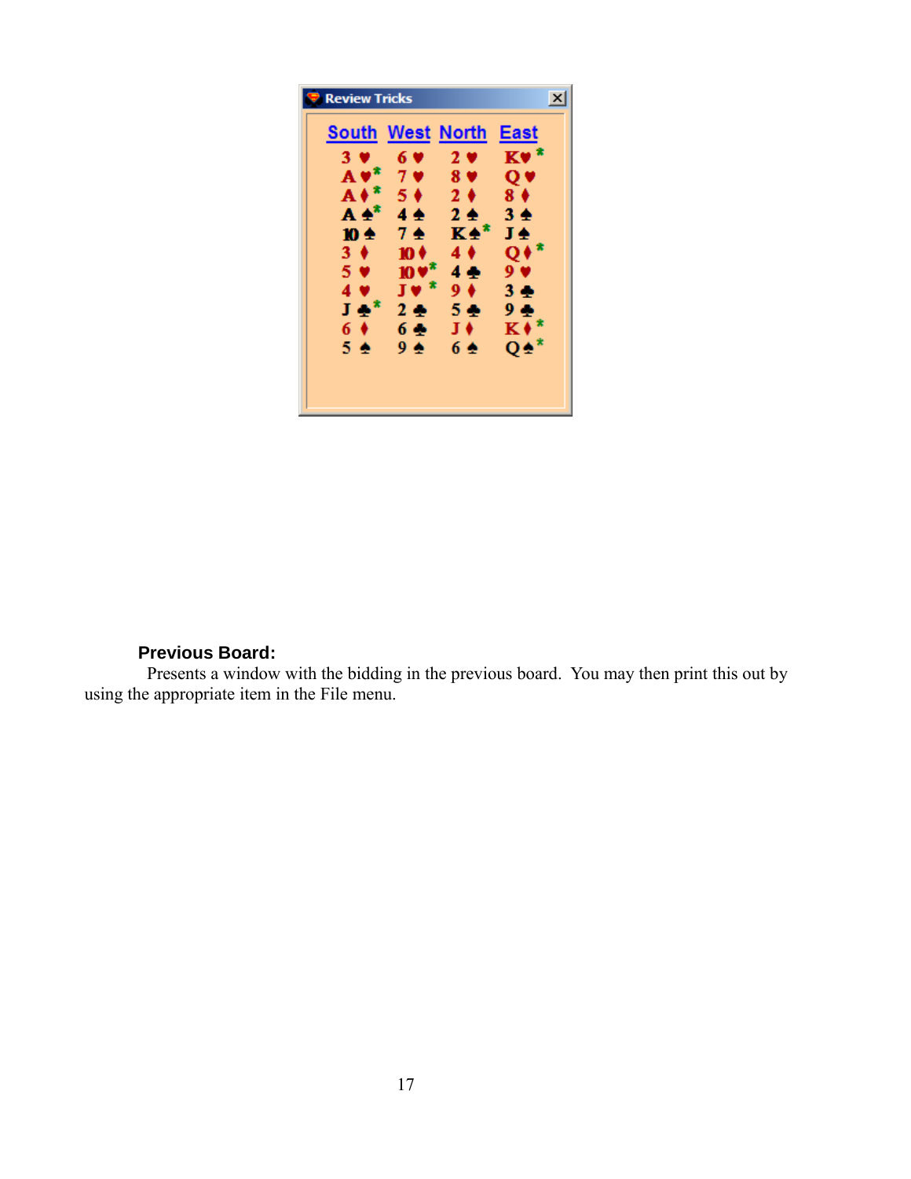Review Tricks

| South | West | North | East |
|---|---|---|---|
| 3 ♥ | 6 ♥ | 2 ♥ | K♥ * |
| A ♥* | 7 ♥ | 8 ♥ | Q ♥ |
| A ♦* | 5 ♦ | 2 ♦ | 8 ♦ |
| A ♠* | 4 ♠ | 2 ♠ | 3 ♠ |
| 10 ♠ | 7 ♠ | K ♠* | J ♠ |
| 3 ♦ | 10 ♦ | 4 ♦ | Q ♦* |
| 5 ♥ | 10 ♥* | 4 ♣ | 9 ♥ |
| 4 ♥ | J ♥ * | 9 ♦ | 3 ♣ |
| J ♣* | 2 ♣ | 5 ♣ | 9 ♣ |
| 6 ♦ | 6 ♣ | J ♦ | K ♦* |
| 5 ♠ | 9 ♠ | 6 ♠ | Q ♠* |

**Previous Board:**

Presents a window with the bidding in the previous board. You may then print this out by using the appropriate item in the File menu.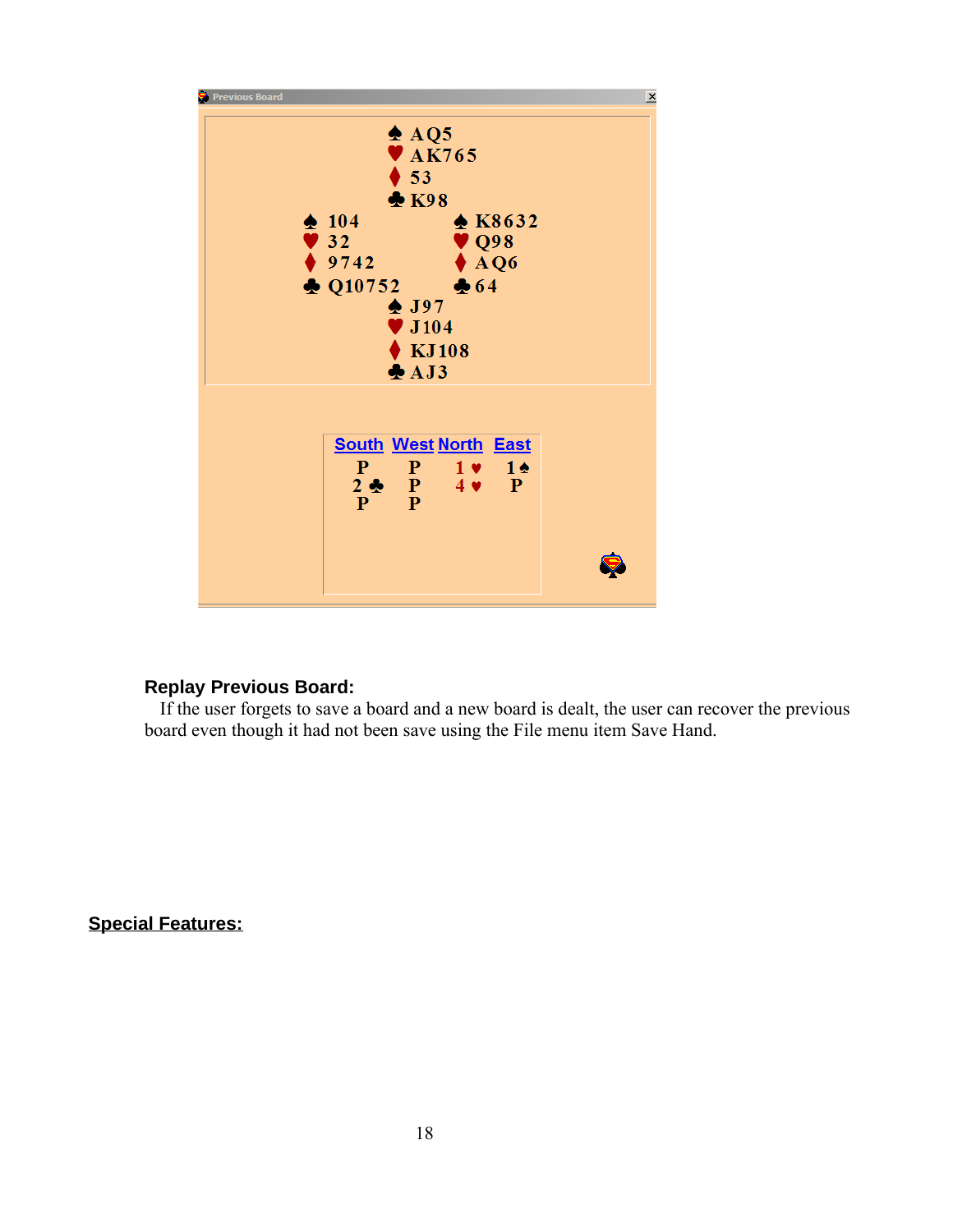Previous Board

♠ AQ5
♥ AK765
♦ 53
♣ K98

♠ 104
♥ 32
♦ 9742
♣ Q10752

♠ K8632
♥ Q98
♦ AQ6
♣ 64

♠ J97
♥ J104
♦ KJ108
♣ AJ3

| South | West | North | East |
|---|---|---|---|
| P | P | 1 ♥ | 1 ♠ |
| 2 ♣ | P | 4 ♥ | P |
| P | P | | |

### Replay Previous Board:

If the user forgets to save a board and a new board is dealt, the user can recover the previous board even though it had not been save using the File menu item Save Hand.

## Special Features: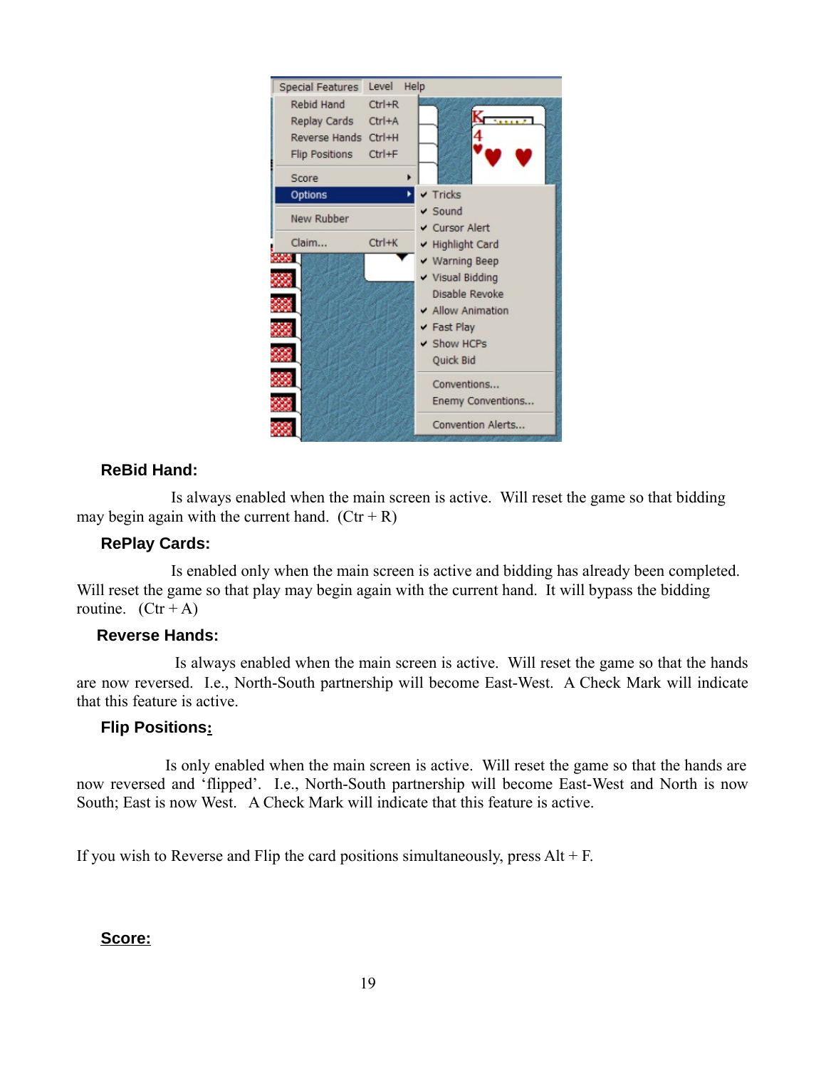### ReBid Hand:

Is always enabled when the main screen is active. Will reset the game so that bidding may begin again with the current hand. (Ctr + R)

### RePlay Cards:

Is enabled only when the main screen is active and bidding has already been completed. Will reset the game so that play may begin again with the current hand. It will bypass the bidding routine. (Ctr + A)

### Reverse Hands:

Is always enabled when the main screen is active. Will reset the game so that the hands are now reversed. I.e., North-South partnership will become East-West. A Check Mark will indicate that this feature is active.

### Flip Positions:

Is only enabled when the main screen is active. Will reset the game so that the hands are now reversed and 'flipped'. I.e., North-South partnership will become East-West and North is now South; East is now West. A Check Mark will indicate that this feature is active.

If you wish to Reverse and Flip the card positions simultaneously, press Alt + F.

### Score: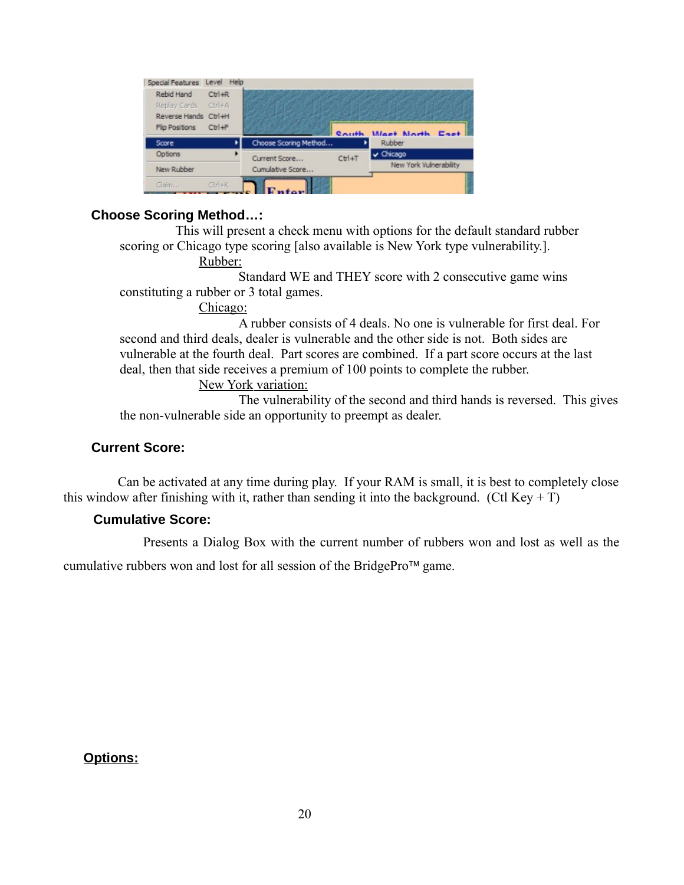**Choose Scoring Method…:**

This will present a check menu with options for the default standard rubber scoring or Chicago type scoring [also available is New York type vulnerability.].

Rubber:

Standard WE and THEY score with 2 consecutive game wins constituting a rubber or 3 total games.

Chicago:

A rubber consists of 4 deals. No one is vulnerable for first deal. For second and third deals, dealer is vulnerable and the other side is not. Both sides are vulnerable at the fourth deal. Part scores are combined. If a part score occurs at the last deal, then that side receives a premium of 100 points to complete the rubber.

New York variation:

The vulnerability of the second and third hands is reversed. This gives the non-vulnerable side an opportunity to preempt as dealer.

**Current Score:**

Can be activated at any time during play. If your RAM is small, it is best to completely close this window after finishing with it, rather than sending it into the background. (Ctl Key + T)

**Cumulative Score:**

Presents a Dialog Box with the current number of rubbers won and lost as well as the cumulative rubbers won and lost for all session of the BridgePro™ game.

**Options:**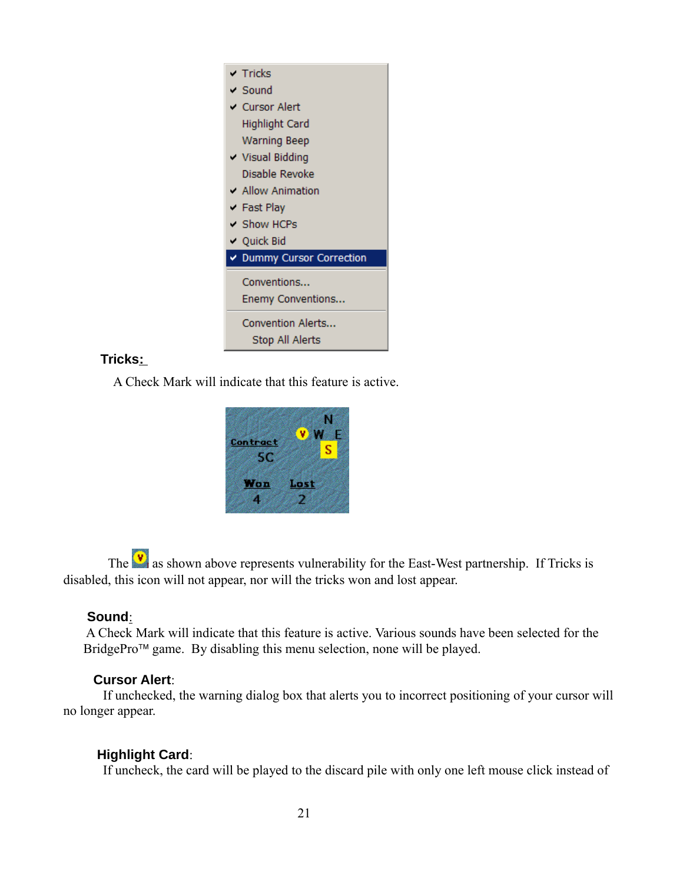**Tricks:**

A Check Mark will indicate that this feature is active.

The as shown above represents vulnerability for the East-West partnership. If Tricks is disabled, this icon will not appear, nor will the tricks won and lost appear.

**Sound:**

A Check Mark will indicate that this feature is active. Various sounds have been selected for the BridgePro™ game. By disabling this menu selection, none will be played.

**Cursor Alert:**

If unchecked, the warning dialog box that alerts you to incorrect positioning of your cursor will no longer appear.

**Highlight Card:**

If uncheck, the card will be played to the discard pile with only one left mouse click instead of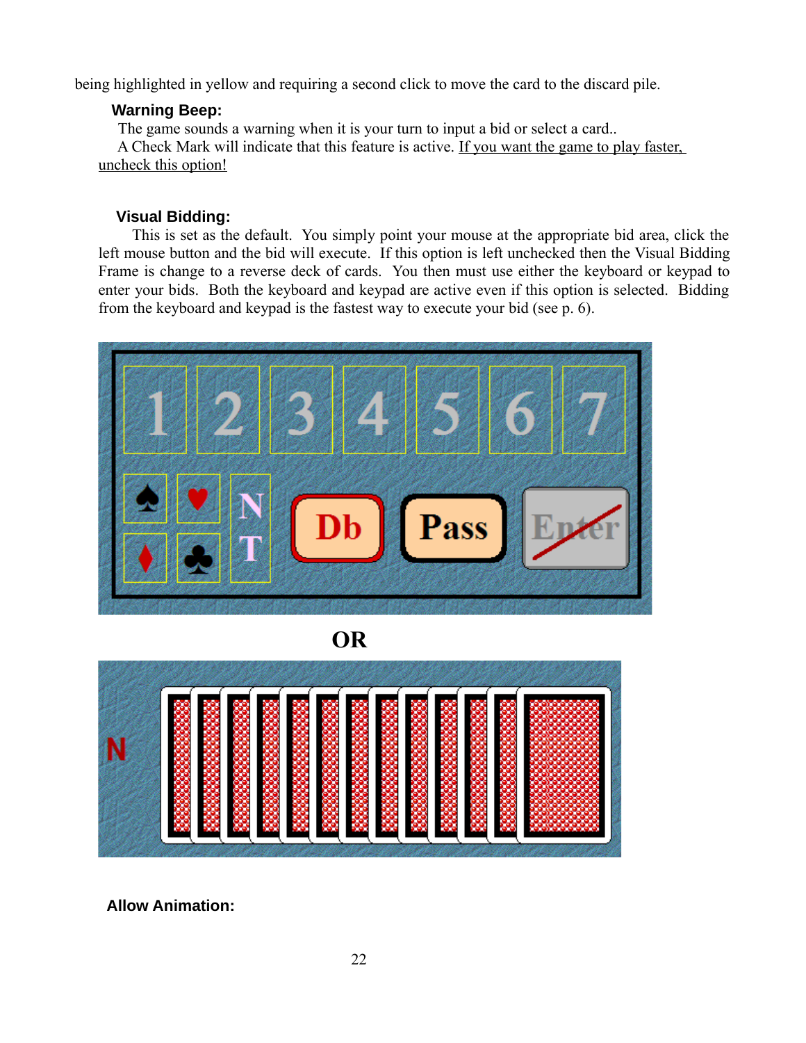being highlighted in yellow and requiring a second click to move the card to the discard pile.

**Warning Beep:**

The game sounds a warning when it is your turn to input a bid or select a card..
A Check Mark will indicate that this feature is active. <u>If you want the game to play faster, uncheck this option!</u>

**Visual Bidding:**

This is set as the default. You simply point your mouse at the appropriate bid area, click the left mouse button and the bid will execute. If this option is left unchecked then the Visual Bidding Frame is change to a reverse deck of cards. You then must use either the keyboard or keypad to enter your bids. Both the keyboard and keypad are active even if this option is selected. Bidding from the keyboard and keypad is the fastest way to execute your bid (see p. 6).

**OR**

**Allow Animation:**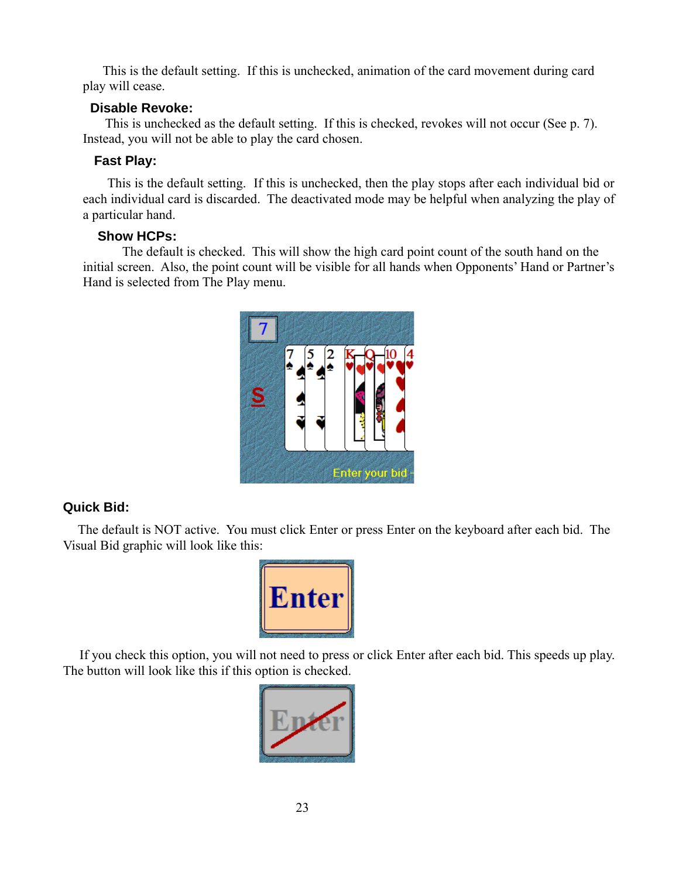This is the default setting. If this is unchecked, animation of the card movement during card play will cease.

### Disable Revoke:

This is unchecked as the default setting. If this is checked, revokes will not occur (See p. 7). Instead, you will not be able to play the card chosen.

### Fast Play:

This is the default setting. If this is unchecked, then the play stops after each individual bid or each individual card is discarded. The deactivated mode may be helpful when analyzing the play of a particular hand.

### Show HCPs:

The default is checked. This will show the high card point count of the south hand on the initial screen. Also, the point count will be visible for all hands when Opponents' Hand or Partner's Hand is selected from The Play menu.

### Quick Bid:

The default is NOT active. You must click Enter or press Enter on the keyboard after each bid. The Visual Bid graphic will look like this:

If you check this option, you will not need to press or click Enter after each bid. This speeds up play. The button will look like this if this option is checked.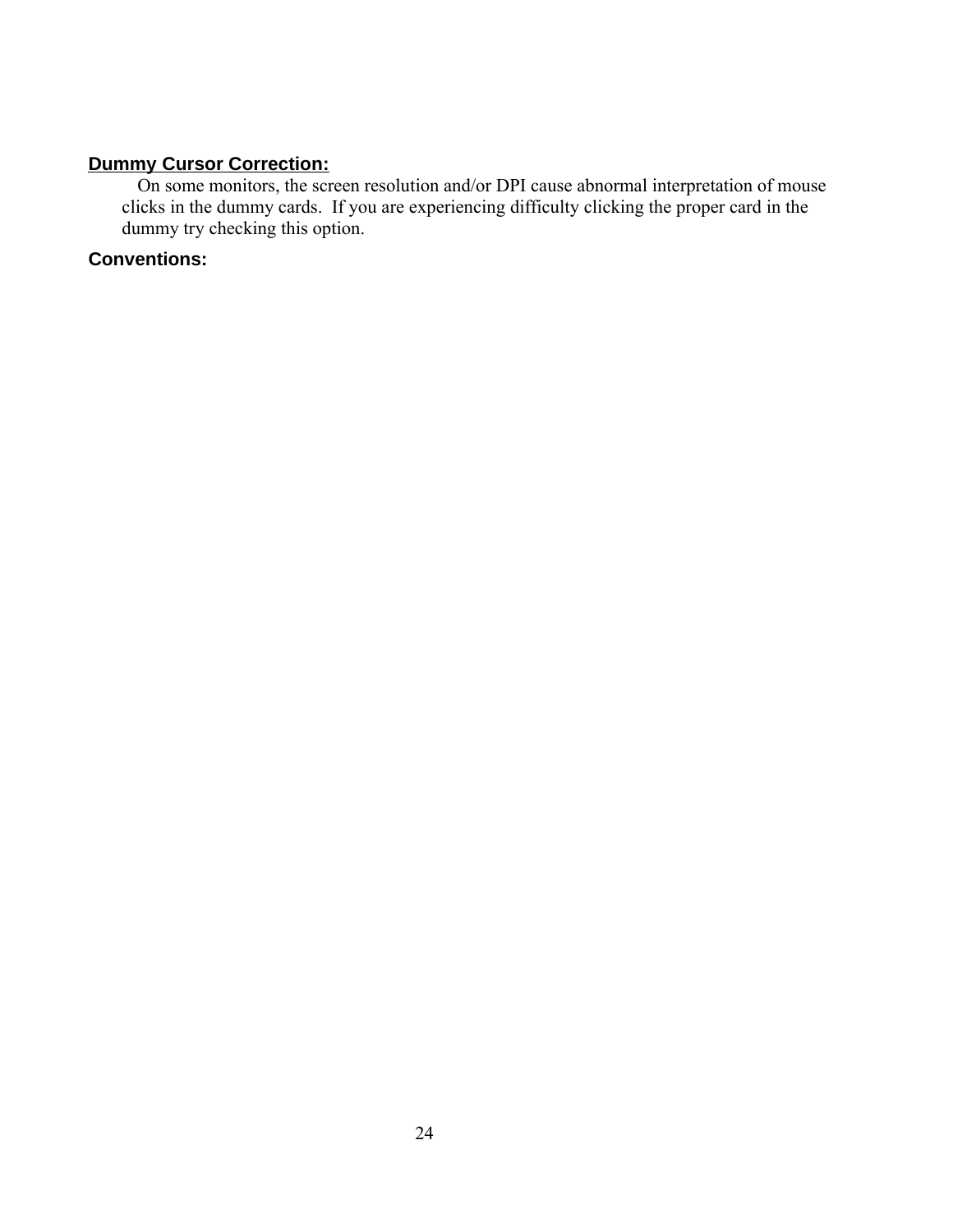### <u>Dummy Cursor Correction:</u>

On some monitors, the screen resolution and/or DPI cause abnormal interpretation of mouse clicks in the dummy cards. If you are experiencing difficulty clicking the proper card in the dummy try checking this option.

### Conventions: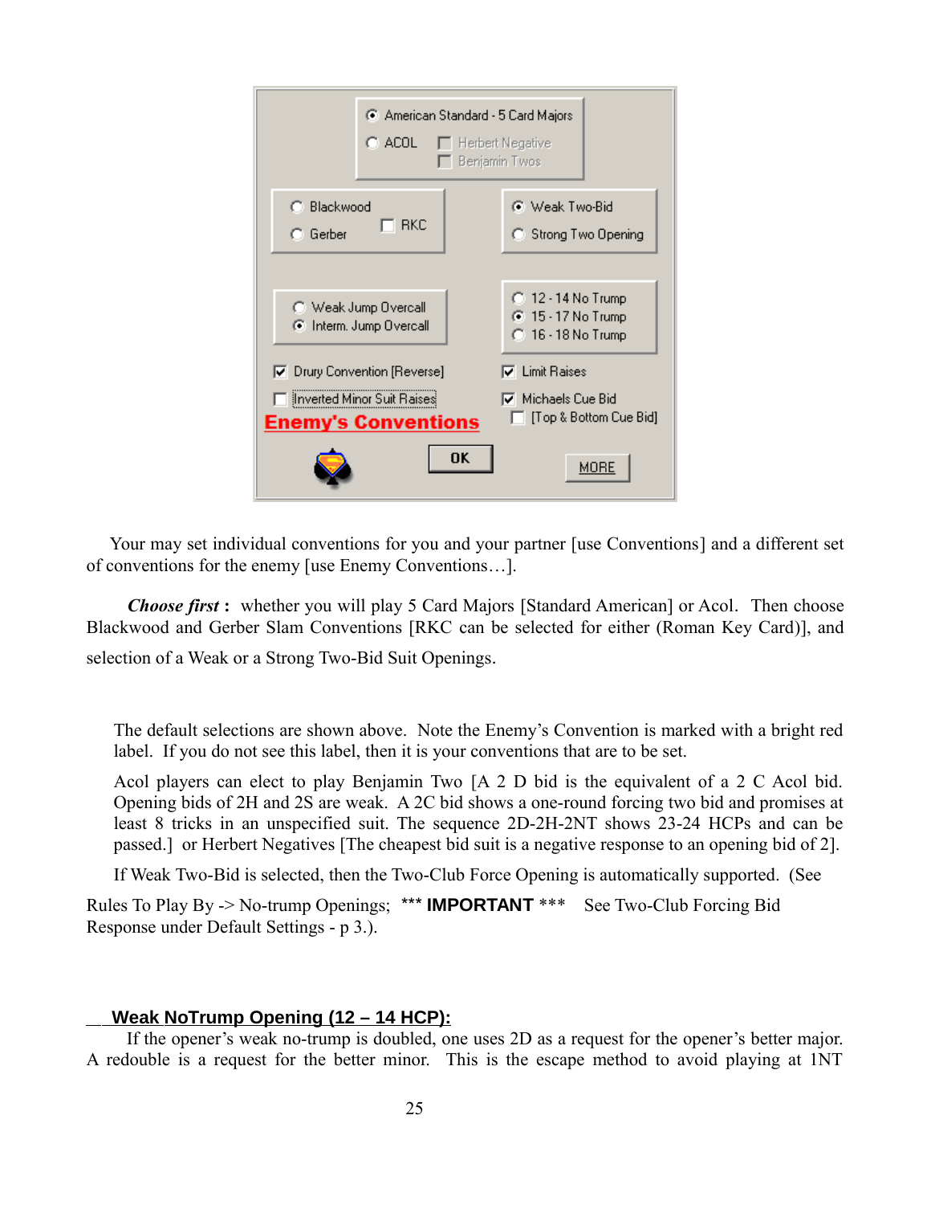Your may set individual conventions for you and your partner [use Conventions] and a different set of conventions for the enemy [use Enemy Conventions…].

***Choose first*** **:** whether you will play 5 Card Majors [Standard American] or Acol. Then choose Blackwood and Gerber Slam Conventions [RKC can be selected for either (Roman Key Card)], and selection of a Weak or a Strong Two-Bid Suit Openings.

The default selections are shown above. Note the Enemy's Convention is marked with a bright red label. If you do not see this label, then it is your conventions that are to be set.

Acol players can elect to play Benjamin Two [A 2 D bid is the equivalent of a 2 C Acol bid. Opening bids of 2H and 2S are weak. A 2C bid shows a one-round forcing two bid and promises at least 8 tricks in an unspecified suit. The sequence 2D-2H-2NT shows 23-24 HCPs and can be passed.] or Herbert Negatives [The cheapest bid suit is a negative response to an opening bid of 2].

If Weak Two-Bid is selected, then the Two-Club Force Opening is automatically supported. (See Rules To Play By -> No-trump Openings; *** **IMPORTANT** *** See Two-Club Forcing Bid Response under Default Settings - p 3.).

## Weak NoTrump Opening (12 – 14 HCP):

If the opener's weak no-trump is doubled, one uses 2D as a request for the opener's better major. A redouble is a request for the better minor. This is the escape method to avoid playing at 1NT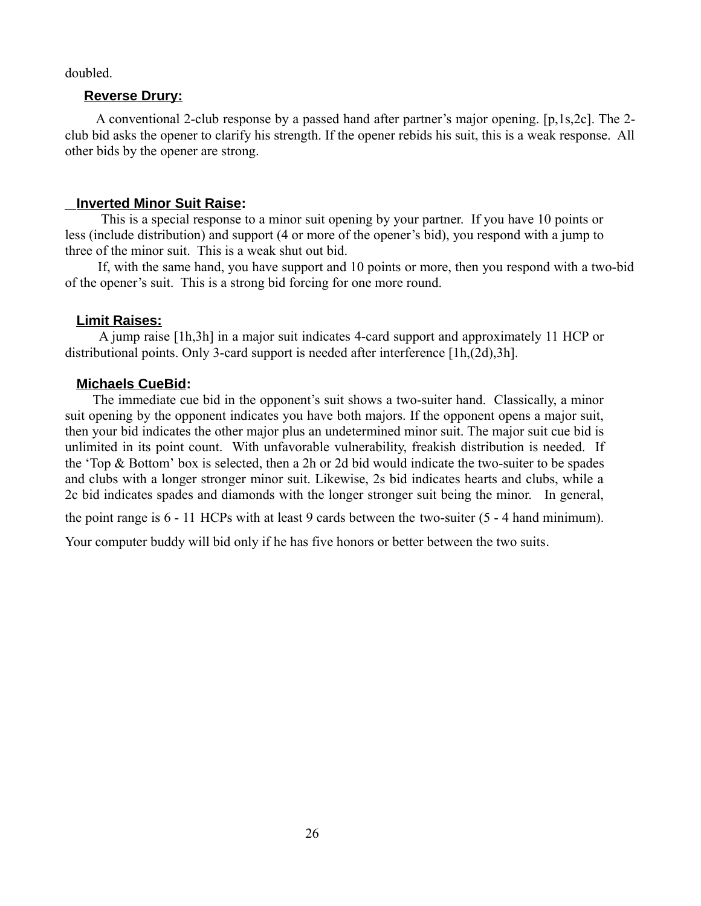doubled.

### Reverse Drury:

A conventional 2-club response by a passed hand after partner's major opening. [p,1s,2c]. The 2-club bid asks the opener to clarify his strength. If the opener rebids his suit, this is a weak response. All other bids by the opener are strong.

### Inverted Minor Suit Raise:

This is a special response to a minor suit opening by your partner. If you have 10 points or less (include distribution) and support (4 or more of the opener's bid), you respond with a jump to three of the minor suit. This is a weak shut out bid.

If, with the same hand, you have support and 10 points or more, then you respond with a two-bid of the opener's suit. This is a strong bid forcing for one more round.

### Limit Raises:

A jump raise [1h,3h] in a major suit indicates 4-card support and approximately 11 HCP or distributional points. Only 3-card support is needed after interference [1h,(2d),3h].

### Michaels CueBid:

The immediate cue bid in the opponent's suit shows a two-suiter hand. Classically, a minor suit opening by the opponent indicates you have both majors. If the opponent opens a major suit, then your bid indicates the other major plus an undetermined minor suit. The major suit cue bid is unlimited in its point count. With unfavorable vulnerability, freakish distribution is needed. If the 'Top & Bottom' box is selected, then a 2h or 2d bid would indicate the two-suiter to be spades and clubs with a longer stronger minor suit. Likewise, 2s bid indicates hearts and clubs, while a 2c bid indicates spades and diamonds with the longer stronger suit being the minor. In general, the point range is 6 - 11 HCPs with at least 9 cards between the two-suiter (5 - 4 hand minimum).

Your computer buddy will bid only if he has five honors or better between the two suits.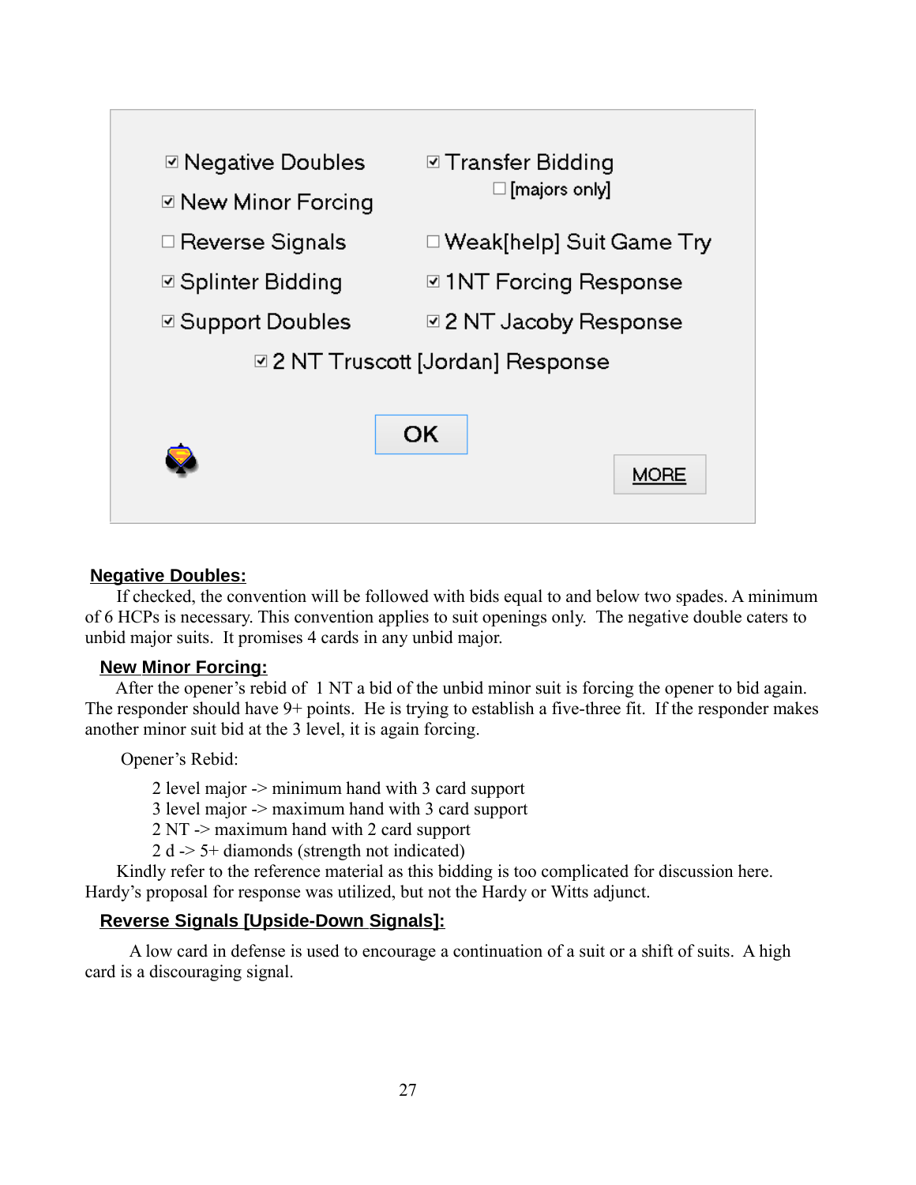☑ Negative Doubles ☑ Transfer Bidding

☐ [majors only]

☑ New Minor Forcing

☐ Reverse Signals ☐ Weak[help] Suit Game Try

☑ Splinter Bidding ☑ 1NT Forcing Response

☑ Support Doubles ☑ 2 NT Jacoby Response

☑ 2 NT Truscott [Jordan] Response

OK

MORE

## Negative Doubles:

If checked, the convention will be followed with bids equal to and below two spades. A minimum of 6 HCPs is necessary. This convention applies to suit openings only. The negative double caters to unbid major suits. It promises 4 cards in any unbid major.

## New Minor Forcing:

After the opener's rebid of 1 NT a bid of the unbid minor suit is forcing the opener to bid again. The responder should have 9+ points. He is trying to establish a five-three fit. If the responder makes another minor suit bid at the 3 level, it is again forcing.

Opener's Rebid:

2 level major -> minimum hand with 3 card support
3 level major -> maximum hand with 3 card support
2 NT -> maximum hand with 2 card support
2 d -> 5+ diamonds (strength not indicated)

Kindly refer to the reference material as this bidding is too complicated for discussion here. Hardy's proposal for response was utilized, but not the Hardy or Witts adjunct.

## Reverse Signals [Upside-Down Signals]:

A low card in defense is used to encourage a continuation of a suit or a shift of suits. A high card is a discouraging signal.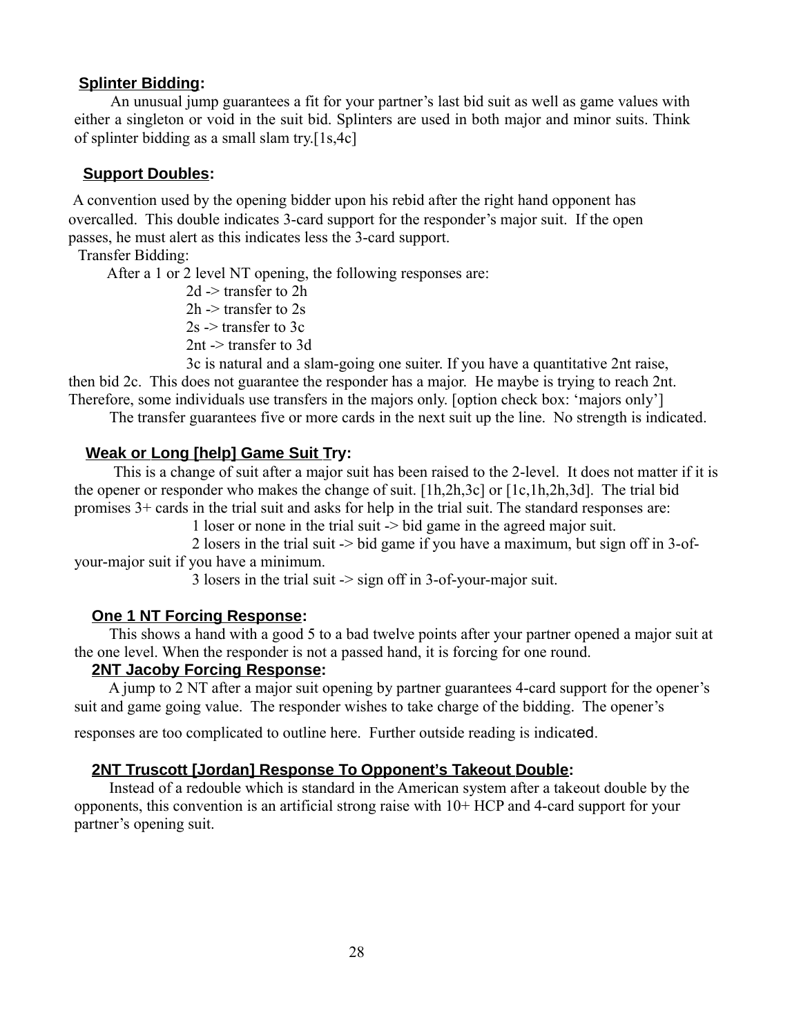## Splinter Bidding:

An unusual jump guarantees a fit for your partner's last bid suit as well as game values with either a singleton or void in the suit bid. Splinters are used in both major and minor suits. Think of splinter bidding as a small slam try.[1s,4c]

## Support Doubles:

A convention used by the opening bidder upon his rebid after the right hand opponent has overcalled. This double indicates 3-card support for the responder's major suit. If the open passes, he must alert as this indicates less the 3-card support.

Transfer Bidding:

After a 1 or 2 level NT opening, the following responses are:

2d -> transfer to 2h
2h -> transfer to 2s
2s -> transfer to 3c
2nt -> transfer to 3d
3c is natural and a slam-going one suiter. If you have a quantitative 2nt raise, then bid 2c. This does not guarantee the responder has a major. He maybe is trying to reach 2nt. Therefore, some individuals use transfers in the majors only. [option check box: 'majors only']

The transfer guarantees five or more cards in the next suit up the line. No strength is indicated.

## Weak or Long [help] Game Suit Try:

This is a change of suit after a major suit has been raised to the 2-level. It does not matter if it is the opener or responder who makes the change of suit. [1h,2h,3c] or [1c,1h,2h,3d]. The trial bid promises 3+ cards in the trial suit and asks for help in the trial suit. The standard responses are:

1 loser or none in the trial suit -> bid game in the agreed major suit.
2 losers in the trial suit -> bid game if you have a maximum, but sign off in 3-of-your-major suit if you have a minimum.
3 losers in the trial suit -> sign off in 3-of-your-major suit.

## One 1 NT Forcing Response:

This shows a hand with a good 5 to a bad twelve points after your partner opened a major suit at the one level. When the responder is not a passed hand, it is forcing for one round.

## 2NT Jacoby Forcing Response:

A jump to 2 NT after a major suit opening by partner guarantees 4-card support for the opener's suit and game going value. The responder wishes to take charge of the bidding. The opener's responses are too complicated to outline here. Further outside reading is indicated.

## 2NT Truscott [Jordan] Response To Opponent's Takeout Double:

Instead of a redouble which is standard in the American system after a takeout double by the opponents, this convention is an artificial strong raise with 10+ HCP and 4-card support for your partner's opening suit.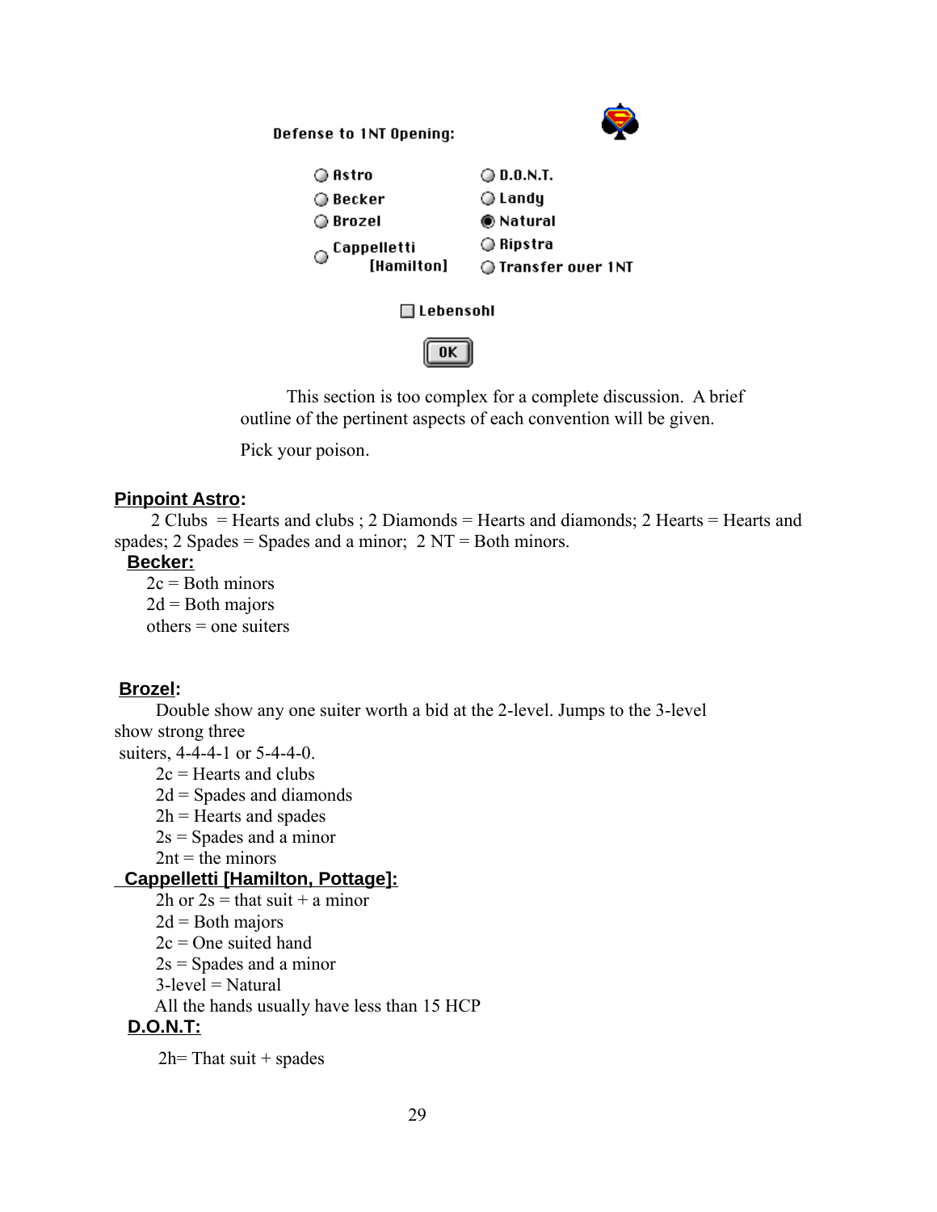Defense to 1NT Opening:

- Astro
- Becker
- Brozel
- Cappelletti [Hamilton]
- D.O.N.T.
- Landy
- Natural (selected)
- Ripstra
- Transfer over 1NT

☐ Lebensohl

OK

This section is too complex for a complete discussion. A brief outline of the pertinent aspects of each convention will be given.

Pick your poison.

**Pinpoint Astro:**

2 Clubs = Hearts and clubs ; 2 Diamonds = Hearts and diamonds; 2 Hearts = Hearts and spades; 2 Spades = Spades and a minor; 2 NT = Both minors.

**Becker:**

2c = Both minors
2d = Both majors
others = one suiters

**Brozel:**

Double show any one suiter worth a bid at the 2-level. Jumps to the 3-level show strong three suiters, 4-4-4-1 or 5-4-4-0.

2c = Hearts and clubs
2d = Spades and diamonds
2h = Hearts and spades
2s = Spades and a minor
2nt = the minors

**Cappelletti [Hamilton, Pottage]:**

2h or 2s = that suit + a minor
2d = Both majors
2c = One suited hand
2s = Spades and a minor
3-level = Natural
All the hands usually have less than 15 HCP

**D.O.N.T:**

2h= That suit + spades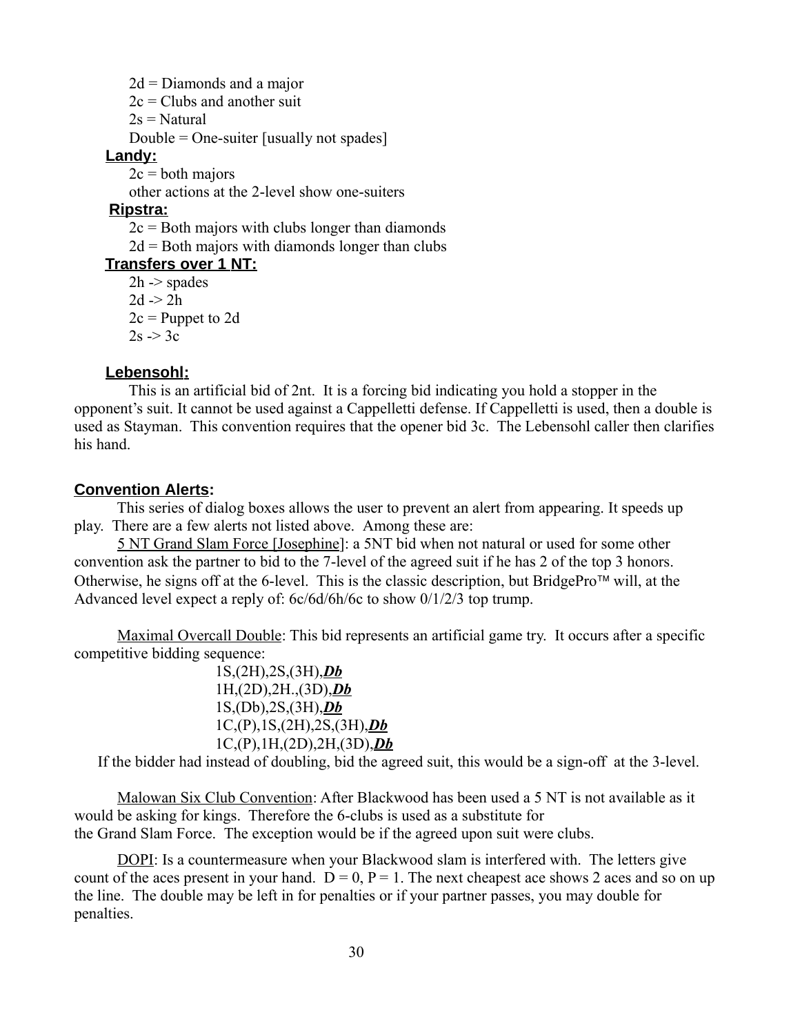2d = Diamonds and a major
2c = Clubs and another suit
2s = Natural
Double = One-suiter [usually not spades]

**Landy:**

2c = both majors
other actions at the 2-level show one-suiters

**Ripstra:**

2c = Both majors with clubs longer than diamonds
2d = Both majors with diamonds longer than clubs

**Transfers over 1 NT:**

2h -> spades
2d -> 2h
2c = Puppet to 2d
2s -> 3c

**Lebensohl:**

This is an artificial bid of 2nt. It is a forcing bid indicating you hold a stopper in the opponent's suit. It cannot be used against a Cappelletti defense. If Cappelletti is used, then a double is used as Stayman. This convention requires that the opener bid 3c. The Lebensohl caller then clarifies his hand.

**Convention Alerts:**

This series of dialog boxes allows the user to prevent an alert from appearing. It speeds up play. There are a few alerts not listed above. Among these are:

5 NT Grand Slam Force [Josephine]: a 5NT bid when not natural or used for some other convention ask the partner to bid to the 7-level of the agreed suit if he has 2 of the top 3 honors. Otherwise, he signs off at the 6-level. This is the classic description, but BridgePro™ will, at the Advanced level expect a reply of: 6c/6d/6h/6c to show 0/1/2/3 top trump.

Maximal Overcall Double: This bid represents an artificial game try. It occurs after a specific competitive bidding sequence:

1S,(2H),2S,(3H),***Db***
1H,(2D),2H.,(3D),***Db***
1S,(Db),2S,(3H),***Db***
1C,(P),1S,(2H),2S,(3H),***Db***
1C,(P),1H,(2D),2H,(3D),***Db***

If the bidder had instead of doubling, bid the agreed suit, this would be a sign-off at the 3-level.

Malowan Six Club Convention: After Blackwood has been used a 5 NT is not available as it would be asking for kings. Therefore the 6-clubs is used as a substitute for the Grand Slam Force. The exception would be if the agreed upon suit were clubs.

DOPI: Is a countermeasure when your Blackwood slam is interfered with. The letters give count of the aces present in your hand. D = 0, P = 1. The next cheapest ace shows 2 aces and so on up the line. The double may be left in for penalties or if your partner passes, you may double for penalties.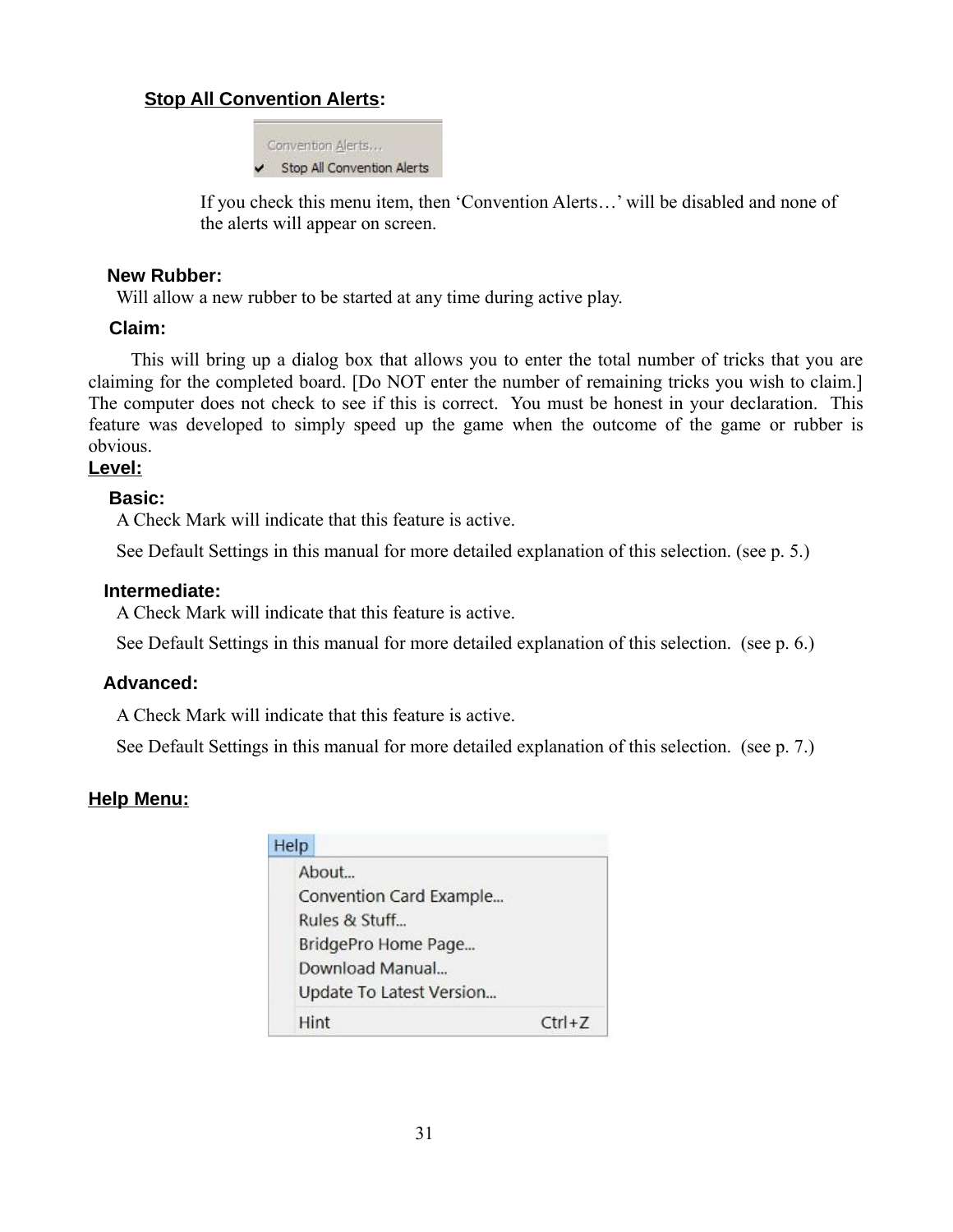**Stop All Convention Alerts:**

If you check this menu item, then 'Convention Alerts…' will be disabled and none of the alerts will appear on screen.

**New Rubber:**

Will allow a new rubber to be started at any time during active play.

**Claim:**

This will bring up a dialog box that allows you to enter the total number of tricks that you are claiming for the completed board. [Do NOT enter the number of remaining tricks you wish to claim.] The computer does not check to see if this is correct. You must be honest in your declaration. This feature was developed to simply speed up the game when the outcome of the game or rubber is obvious.

**Level:**

**Basic:**

A Check Mark will indicate that this feature is active.

See Default Settings in this manual for more detailed explanation of this selection. (see p. 5.)

**Intermediate:**

A Check Mark will indicate that this feature is active.

See Default Settings in this manual for more detailed explanation of this selection. (see p. 6.)

**Advanced:**

A Check Mark will indicate that this feature is active.

See Default Settings in this manual for more detailed explanation of this selection. (see p. 7.)

**Help Menu:**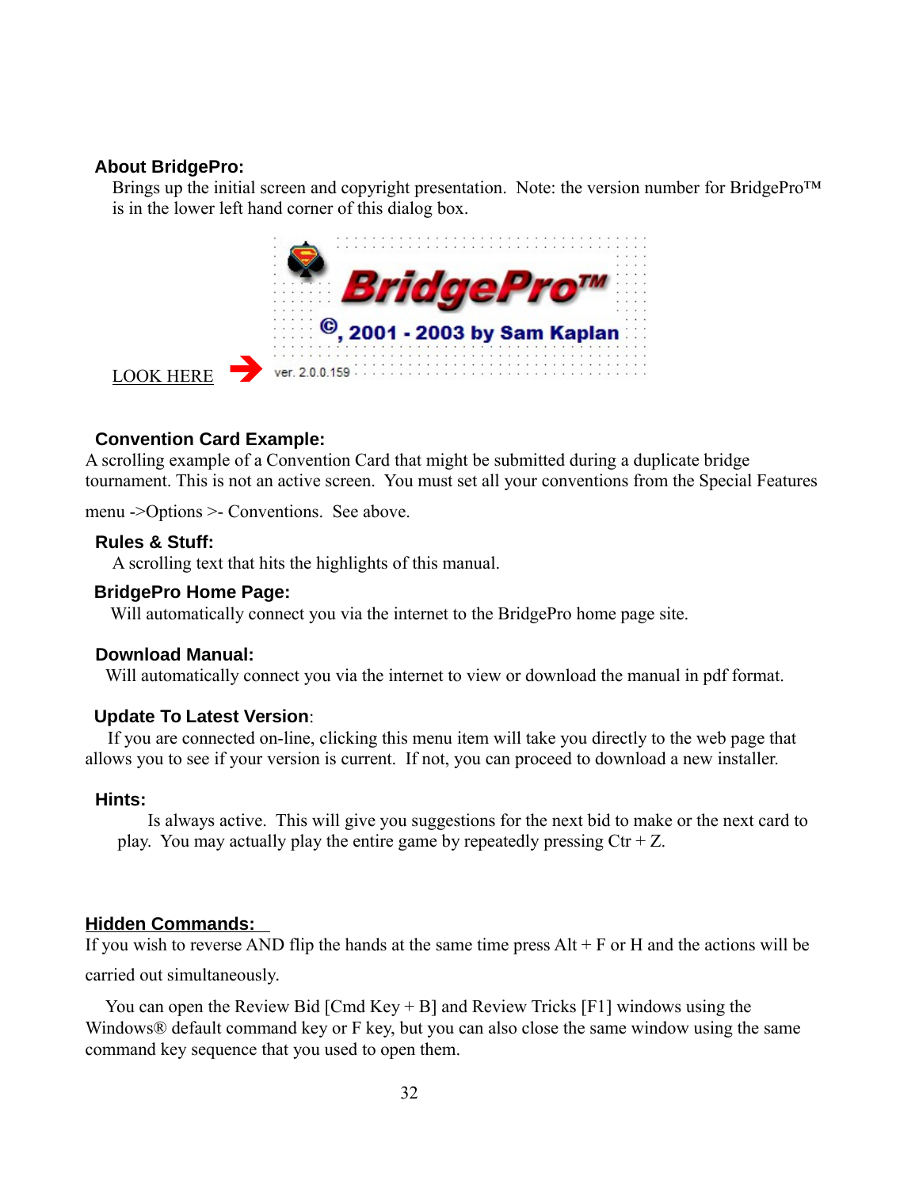### About BridgePro:

Brings up the initial screen and copyright presentation. Note: the version number for BridgePro™ is in the lower left hand corner of this dialog box.

BridgePro™

©, 2001 - 2003 by Sam Kaplan

LOOK HERE ➔ ver. 2.0.0.159

### Convention Card Example:

A scrolling example of a Convention Card that might be submitted during a duplicate bridge tournament. This is not an active screen. You must set all your conventions from the Special Features menu ->Options >- Conventions. See above.

### Rules & Stuff:

A scrolling text that hits the highlights of this manual.

### BridgePro Home Page:

Will automatically connect you via the internet to the BridgePro home page site.

### Download Manual:

Will automatically connect you via the internet to view or download the manual in pdf format.

### Update To Latest Version:

If you are connected on-line, clicking this menu item will take you directly to the web page that allows you to see if your version is current. If not, you can proceed to download a new installer.

### Hints:

Is always active. This will give you suggestions for the next bid to make or the next card to play. You may actually play the entire game by repeatedly pressing Ctr + Z.

### Hidden Commands:

If you wish to reverse AND flip the hands at the same time press Alt + F or H and the actions will be carried out simultaneously.

You can open the Review Bid [Cmd Key + B] and Review Tricks [F1] windows using the Windows® default command key or F key, but you can also close the same window using the same command key sequence that you used to open them.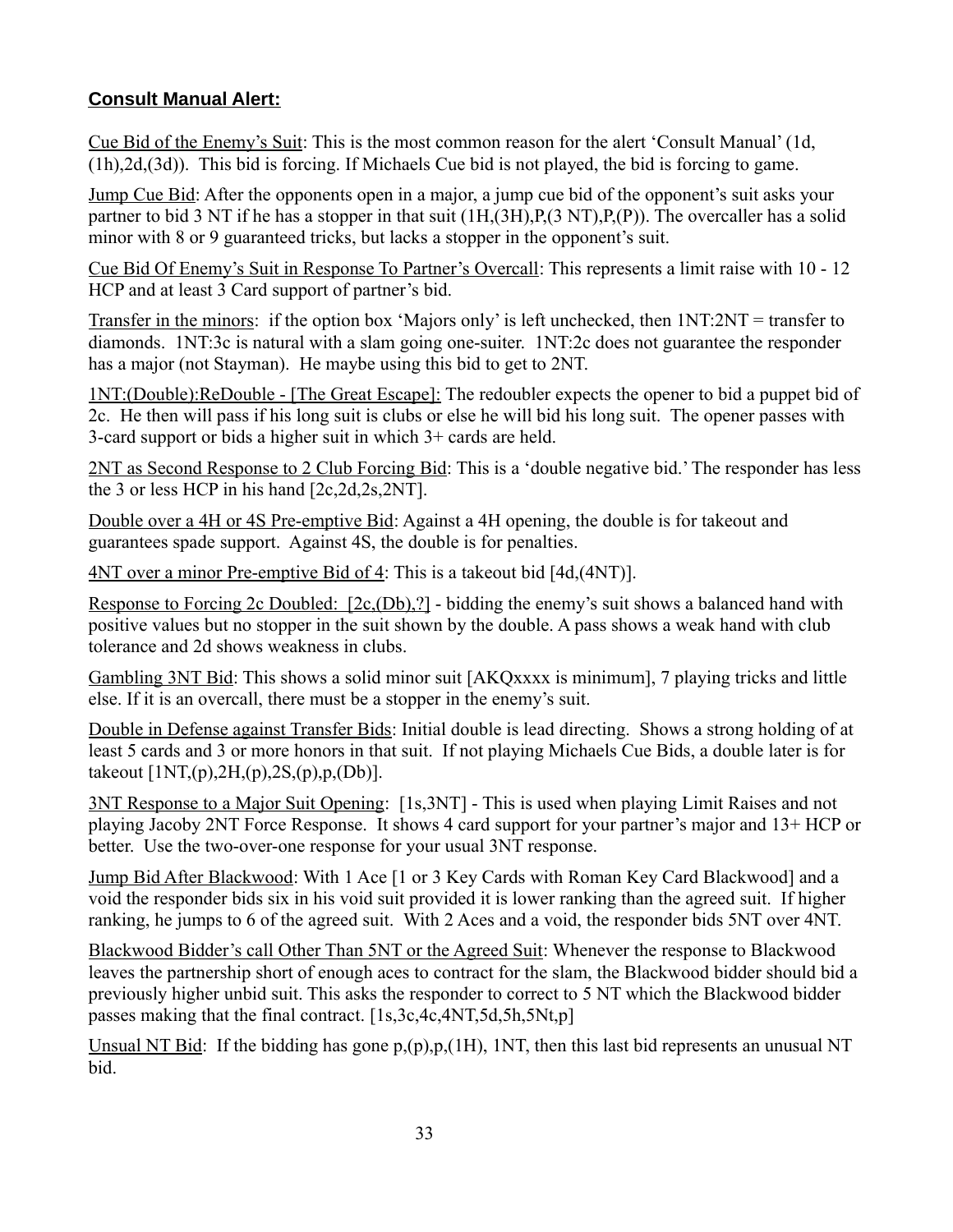## **Consult Manual Alert:**

Cue Bid of the Enemy's Suit: This is the most common reason for the alert 'Consult Manual' (1d,(1h),2d,(3d)). This bid is forcing. If Michaels Cue bid is not played, the bid is forcing to game.

Jump Cue Bid: After the opponents open in a major, a jump cue bid of the opponent's suit asks your partner to bid 3 NT if he has a stopper in that suit (1H,(3H),P,(3 NT),P,(P)). The overcaller has a solid minor with 8 or 9 guaranteed tricks, but lacks a stopper in the opponent's suit.

Cue Bid Of Enemy's Suit in Response To Partner's Overcall: This represents a limit raise with 10 - 12 HCP and at least 3 Card support of partner's bid.

Transfer in the minors: if the option box 'Majors only' is left unchecked, then 1NT:2NT = transfer to diamonds. 1NT:3c is natural with a slam going one-suiter. 1NT:2c does not guarantee the responder has a major (not Stayman). He maybe using this bid to get to 2NT.

1NT:(Double):ReDouble - [The Great Escape]: The redoubler expects the opener to bid a puppet bid of 2c. He then will pass if his long suit is clubs or else he will bid his long suit. The opener passes with 3-card support or bids a higher suit in which 3+ cards are held.

2NT as Second Response to 2 Club Forcing Bid: This is a 'double negative bid.' The responder has less the 3 or less HCP in his hand [2c,2d,2s,2NT].

Double over a 4H or 4S Pre-emptive Bid: Against a 4H opening, the double is for takeout and guarantees spade support. Against 4S, the double is for penalties.

4NT over a minor Pre-emptive Bid of 4: This is a takeout bid [4d,(4NT)].

Response to Forcing 2c Doubled: [2c,(Db),?] - bidding the enemy's suit shows a balanced hand with positive values but no stopper in the suit shown by the double. A pass shows a weak hand with club tolerance and 2d shows weakness in clubs.

Gambling 3NT Bid: This shows a solid minor suit [AKQxxxx is minimum], 7 playing tricks and little else. If it is an overcall, there must be a stopper in the enemy's suit.

Double in Defense against Transfer Bids: Initial double is lead directing. Shows a strong holding of at least 5 cards and 3 or more honors in that suit. If not playing Michaels Cue Bids, a double later is for takeout [1NT,(p),2H,(p),2S,(p),p,(Db)].

3NT Response to a Major Suit Opening: [1s,3NT] - This is used when playing Limit Raises and not playing Jacoby 2NT Force Response. It shows 4 card support for your partner's major and 13+ HCP or better. Use the two-over-one response for your usual 3NT response.

Jump Bid After Blackwood: With 1 Ace [1 or 3 Key Cards with Roman Key Card Blackwood] and a void the responder bids six in his void suit provided it is lower ranking than the agreed suit. If higher ranking, he jumps to 6 of the agreed suit. With 2 Aces and a void, the responder bids 5NT over 4NT.

Blackwood Bidder's call Other Than 5NT or the Agreed Suit: Whenever the response to Blackwood leaves the partnership short of enough aces to contract for the slam, the Blackwood bidder should bid a previously higher unbid suit. This asks the responder to correct to 5 NT which the Blackwood bidder passes making that the final contract. [1s,3c,4c,4NT,5d,5h,5Nt,p]

Unsual NT Bid: If the bidding has gone p,(p),p,(1H), 1NT, then this last bid represents an unusual NT bid.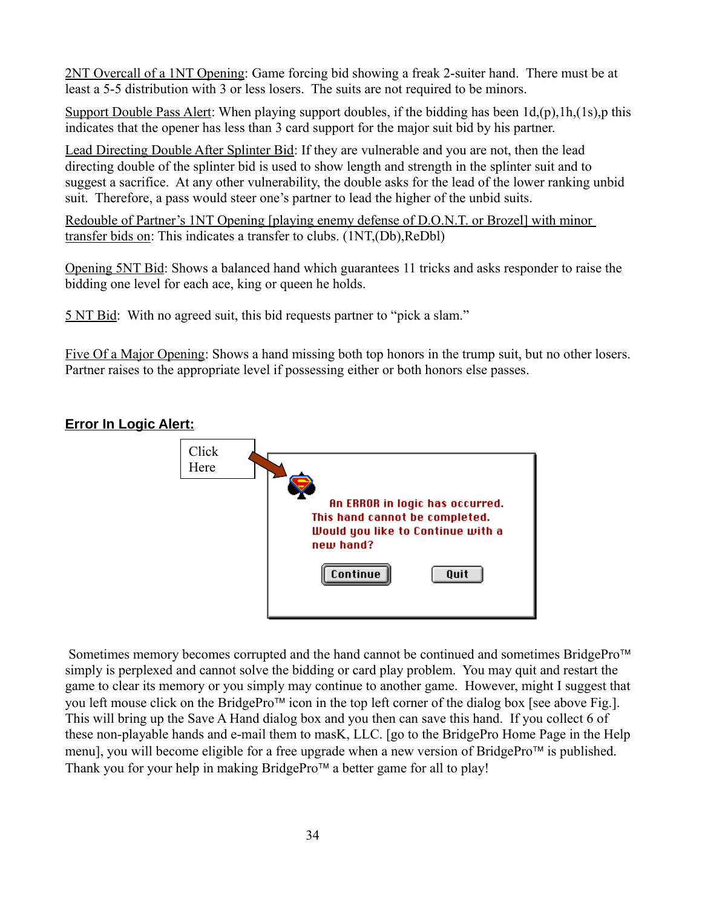2NT Overcall of a 1NT Opening: Game forcing bid showing a freak 2-suiter hand. There must be at least a 5-5 distribution with 3 or less losers. The suits are not required to be minors.

Support Double Pass Alert: When playing support doubles, if the bidding has been 1d,(p),1h,(1s),p this indicates that the opener has less than 3 card support for the major suit bid by his partner.

Lead Directing Double After Splinter Bid: If they are vulnerable and you are not, then the lead directing double of the splinter bid is used to show length and strength in the splinter suit and to suggest a sacrifice. At any other vulnerability, the double asks for the lead of the lower ranking unbid suit. Therefore, a pass would steer one's partner to lead the higher of the unbid suits.

Redouble of Partner's 1NT Opening [playing enemy defense of D.O.N.T. or Brozel] with minor transfer bids on: This indicates a transfer to clubs. (1NT,(Db),ReDbl)

Opening 5NT Bid: Shows a balanced hand which guarantees 11 tricks and asks responder to raise the bidding one level for each ace, king or queen he holds.

5 NT Bid: With no agreed suit, this bid requests partner to "pick a slam."

Five Of a Major Opening: Shows a hand missing both top honors in the trump suit, but no other losers. Partner raises to the appropriate level if possessing either or both honors else passes.

## Error In Logic Alert:

Click Here

An ERROR in logic has occurred.
This hand cannot be completed.
Would you like to Continue with a new hand?

Continue    Quit

Sometimes memory becomes corrupted and the hand cannot be continued and sometimes BridgePro™ simply is perplexed and cannot solve the bidding or card play problem. You may quit and restart the game to clear its memory or you simply may continue to another game. However, might I suggest that you left mouse click on the BridgePro™ icon in the top left corner of the dialog box [see above Fig.]. This will bring up the Save A Hand dialog box and you then can save this hand. If you collect 6 of these non-playable hands and e-mail them to masK, LLC. [go to the BridgePro Home Page in the Help menu], you will become eligible for a free upgrade when a new version of BridgePro™ is published. Thank you for your help in making BridgePro™ a better game for all to play!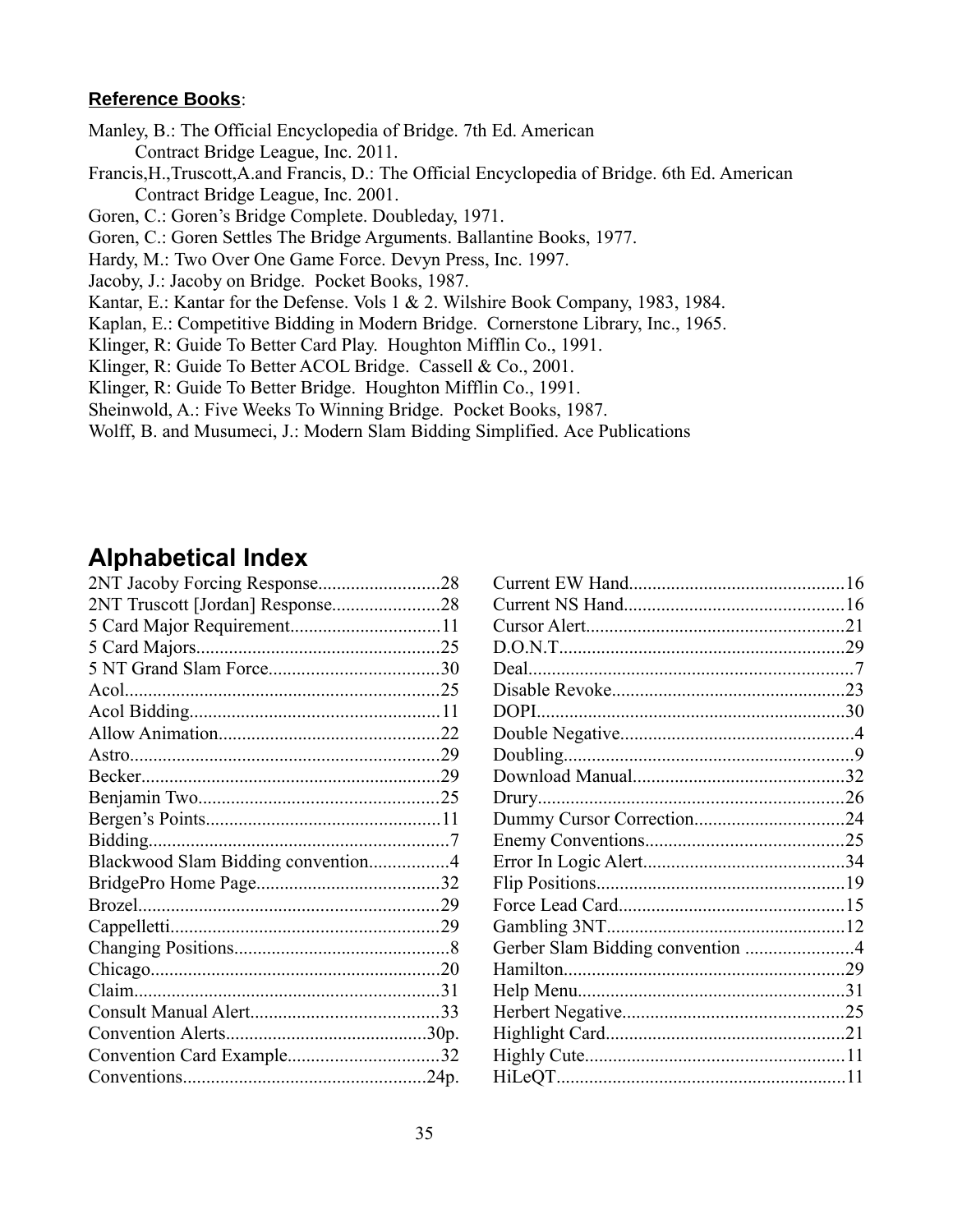**Reference Books**:

Manley, B.: The Official Encyclopedia of Bridge. 7th Ed. American
Contract Bridge League, Inc. 2011.

Francis,H.,Truscott,A.and Francis, D.: The Official Encyclopedia of Bridge. 6th Ed. American
Contract Bridge League, Inc. 2001.

Goren, C.: Goren's Bridge Complete. Doubleday, 1971.

Goren, C.: Goren Settles The Bridge Arguments. Ballantine Books, 1977.

Hardy, M.: Two Over One Game Force. Devyn Press, Inc. 1997.

Jacoby, J.: Jacoby on Bridge. Pocket Books, 1987.

Kantar, E.: Kantar for the Defense. Vols 1 & 2. Wilshire Book Company, 1983, 1984.

Kaplan, E.: Competitive Bidding in Modern Bridge. Cornerstone Library, Inc., 1965.

Klinger, R: Guide To Better Card Play. Houghton Mifflin Co., 1991.

Klinger, R: Guide To Better ACOL Bridge. Cassell & Co., 2001.

Klinger, R: Guide To Better Bridge. Houghton Mifflin Co., 1991.

Sheinwold, A.: Five Weeks To Winning Bridge. Pocket Books, 1987.

Wolff, B. and Musumeci, J.: Modern Slam Bidding Simplified. Ace Publications

# Alphabetical Index

2NT Jacoby Forcing Response.........................28
2NT Truscott [Jordan] Response.......................28
5 Card Major Requirement................................11
5 Card Majors....................................................25
5 NT Grand Slam Force....................................30
Acol..................................................................25
Acol Bidding.....................................................11
Allow Animation..............................................22
Astro.................................................................29
Becker...............................................................29
Benjamin Two...................................................25
Bergen's Points..................................................11
Bidding...............................................................7
Blackwood Slam Bidding convention.................4
BridgePro Home Page.......................................32
Brozel................................................................29
Cappelletti.........................................................29
Changing Positions.............................................8
Chicago.............................................................20
Claim.................................................................31
Consult Manual Alert........................................33
Convention Alerts..........................................30p.
Convention Card Example................................32
Conventions...................................................24p.
Current EW Hand.............................................16
Current NS Hand...............................................16
Cursor Alert......................................................21
D.O.N.T............................................................29
Deal.....................................................................7
Disable Revoke.................................................23
DOPI.................................................................30
Double Negative..................................................4
Doubling..............................................................9
Download Manual.............................................32
Drury.................................................................26
Dummy Cursor Correction................................24
Enemy Conventions..........................................25
Error In Logic Alert...........................................34
Flip Positions....................................................19
Force Lead Card................................................15
Gambling 3NT...................................................12
Gerber Slam Bidding convention .......................4
Hamilton............................................................29
Help Menu.........................................................31
Herbert Negative...............................................25
Highlight Card...................................................21
Highly Cute.......................................................11
HiLeQT.............................................................11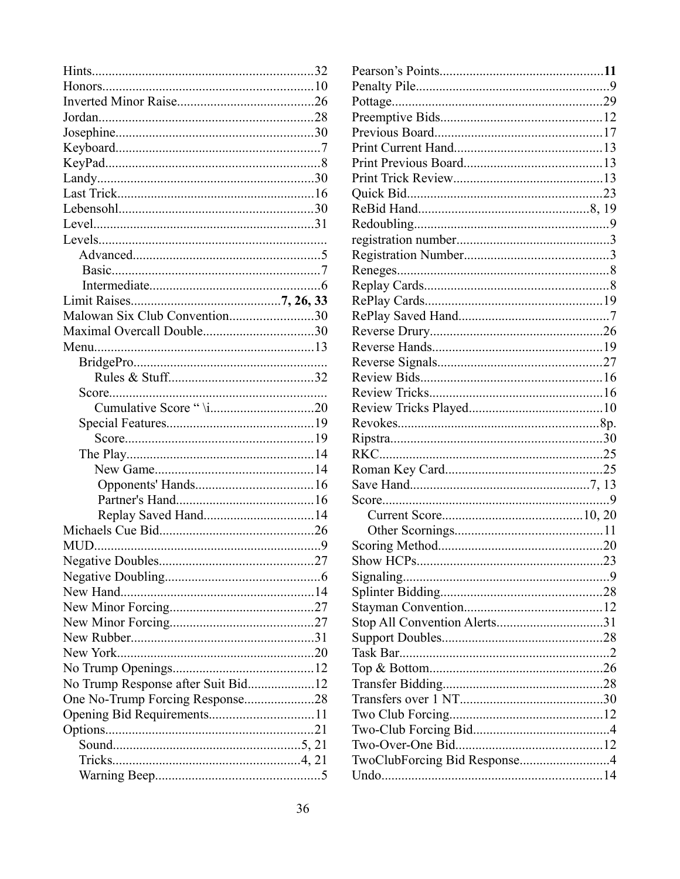Hints....................32
Honors....................10
Inverted Minor Raise....................26
Jordan....................28
Josephine....................30
Keyboard....................7
KeyPad....................8
Landy....................30
Last Trick....................16
Lebensohl....................30
Level....................31
Levels....................
- Advanced....................5
- Basic....................7
- Intermediate....................6

Limit Raises....................**7, 26, 33**
Malowan Six Club Convention....................30
Maximal Overcall Double....................30
Menu....................13
- BridgePro....................
  - Rules & Stuff....................32
- Score....................
  - Cumulative Score " \i....................20
- Special Features....................19
  - Score....................19
- The Play....................14
  - New Game....................14
  - Opponents' Hands....................16
  - Partner's Hand....................16
  - Replay Saved Hand....................14

Michaels Cue Bid....................26
MUD....................9
Negative Doubles....................27
Negative Doubling....................6
New Hand....................14
New Minor Forcing....................27
New Minor Forcing....................27
New Rubber....................31
New York....................20
No Trump Openings....................12
No Trump Response after Suit Bid....................12
One No-Trump Forcing Response....................28
Opening Bid Requirements....................11
Options....................21
- Sound....................5, 21
- Tricks....................4, 21
- Warning Beep....................5

Pearson's Points....................**11**
Penalty Pile....................9
Pottage....................29
Preemptive Bids....................12
Previous Board....................17
Print Current Hand....................13
Print Previous Board....................13
Print Trick Review....................13
Quick Bid....................23
ReBid Hand....................8, 19
Redoubling....................9
registration number....................3
Registration Number....................3
Reneges....................8
Replay Cards....................8
RePlay Cards....................19
RePlay Saved Hand....................7
Reverse Drury....................26
Reverse Hands....................19
Reverse Signals....................27
Review Bids....................16
Review Tricks....................16
Review Tricks Played....................10
Revokes....................8p.
Ripstra....................30
RKC....................25
Roman Key Card....................25
Save Hand....................7, 13
Score....................9
- Current Score....................10, 20
- Other Scornings....................11

Scoring Method....................20
Show HCPs....................23
Signaling....................9
Splinter Bidding....................28
Stayman Convention....................12
Stop All Convention Alerts....................31
Support Doubles....................28
Task Bar....................2
Top & Bottom....................26
Transfer Bidding....................28
Transfers over 1 NT....................30
Two Club Forcing....................12
Two-Club Forcing Bid....................4
Two-Over-One Bid....................12
TwoClubForcing Bid Response....................4
Undo....................14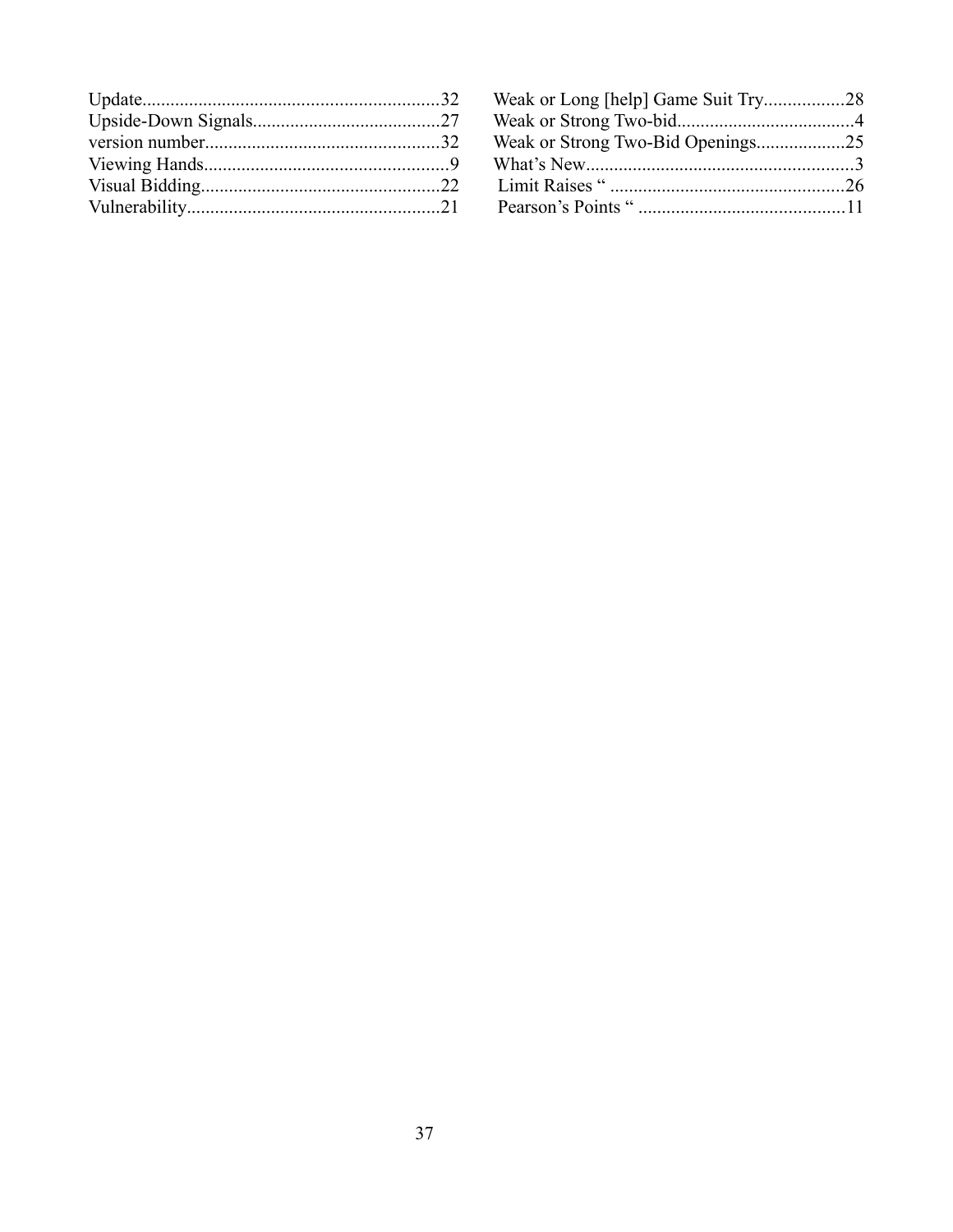Update...............................................................32
Upside-Down Signals........................................27
version number..................................................32
Viewing Hands....................................................9
Visual Bidding...................................................22
Vulnerability......................................................21

Weak or Long [help] Game Suit Try.................28
Weak or Strong Two-bid......................................4
Weak or Strong Two-Bid Openings...................25
What's New.........................................................3
Limit Raises " ..................................................26
Pearson's Points " ............................................11